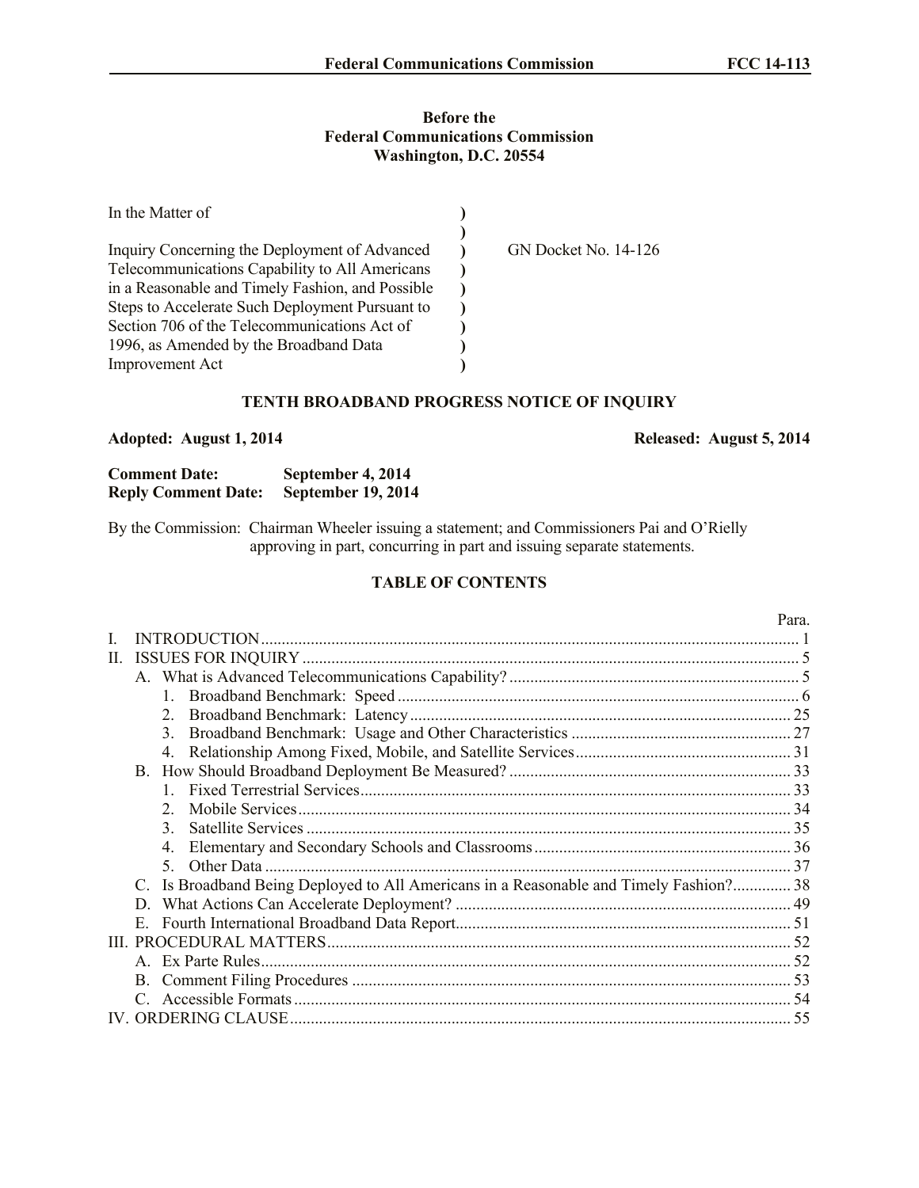**Before the**
**Federal Communications Commission**
**Washington, D.C. 20554**

| | | |
|---|---|---|
| In the Matter of | ) | |
| | ) | |
| Inquiry Concerning the Deployment of Advanced Telecommunications Capability to All Americans in a Reasonable and Timely Fashion, and Possible Steps to Accelerate Such Deployment Pursuant to Section 706 of the Telecommunications Act of 1996, as Amended by the Broadband Data Improvement Act | ) | GN Docket No. 14-126 |

## TENTH BROADBAND PROGRESS NOTICE OF INQUIRY

**Adopted: August 1, 2014** **Released: August 5, 2014**

**Comment Date: September 4, 2014**
**Reply Comment Date: September 19, 2014**

By the Commission: Chairman Wheeler issuing a statement; and Commissioners Pai and O'Rielly approving in part, concurring in part and issuing separate statements.

### TABLE OF CONTENTS

| | Para. |
|---|---|
| I. INTRODUCTION | 1 |
| II. ISSUES FOR INQUIRY | 5 |
| A. What is Advanced Telecommunications Capability? | 5 |
| 1. Broadband Benchmark: Speed | 6 |
| 2. Broadband Benchmark: Latency | 25 |
| 3. Broadband Benchmark: Usage and Other Characteristics | 27 |
| 4. Relationship Among Fixed, Mobile, and Satellite Services | 31 |
| B. How Should Broadband Deployment Be Measured? | 33 |
| 1. Fixed Terrestrial Services | 33 |
| 2. Mobile Services | 34 |
| 3. Satellite Services | 35 |
| 4. Elementary and Secondary Schools and Classrooms | 36 |
| 5. Other Data | 37 |
| C. Is Broadband Being Deployed to All Americans in a Reasonable and Timely Fashion? | 38 |
| D. What Actions Can Accelerate Deployment? | 49 |
| E. Fourth International Broadband Data Report | 51 |
| III. PROCEDURAL MATTERS | 52 |
| A. Ex Parte Rules | 52 |
| B. Comment Filing Procedures | 53 |
| C. Accessible Formats | 54 |
| IV. ORDERING CLAUSE | 55 |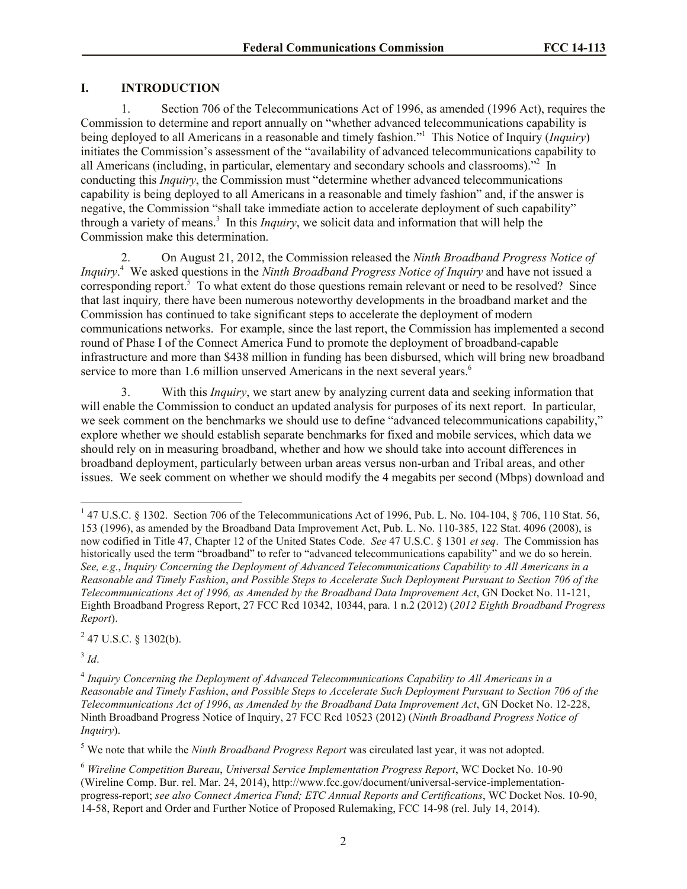## I. INTRODUCTION

1. Section 706 of the Telecommunications Act of 1996, as amended (1996 Act), requires the Commission to determine and report annually on "whether advanced telecommunications capability is being deployed to all Americans in a reasonable and timely fashion."[1] This Notice of Inquiry (*Inquiry*) initiates the Commission's assessment of the "availability of advanced telecommunications capability to all Americans (including, in particular, elementary and secondary schools and classrooms)."[2] In conducting this *Inquiry*, the Commission must "determine whether advanced telecommunications capability is being deployed to all Americans in a reasonable and timely fashion" and, if the answer is negative, the Commission "shall take immediate action to accelerate deployment of such capability" through a variety of means.[3] In this *Inquiry*, we solicit data and information that will help the Commission make this determination.

2. On August 21, 2012, the Commission released the *Ninth Broadband Progress Notice of Inquiry*.[4] We asked questions in the *Ninth Broadband Progress Notice of Inquiry* and have not issued a corresponding report.[5] To what extent do those questions remain relevant or need to be resolved? Since that last inquiry*,* there have been numerous noteworthy developments in the broadband market and the Commission has continued to take significant steps to accelerate the deployment of modern communications networks. For example, since the last report, the Commission has implemented a second round of Phase I of the Connect America Fund to promote the deployment of broadband-capable infrastructure and more than $438 million in funding has been disbursed, which will bring new broadband service to more than 1.6 million unserved Americans in the next several years.[6]

3. With this *Inquiry*, we start anew by analyzing current data and seeking information that will enable the Commission to conduct an updated analysis for purposes of its next report. In particular, we seek comment on the benchmarks we should use to define "advanced telecommunications capability," explore whether we should establish separate benchmarks for fixed and mobile services, which data we should rely on in measuring broadband, whether and how we should take into account differences in broadband deployment, particularly between urban areas versus non-urban and Tribal areas, and other issues. We seek comment on whether we should modify the 4 megabits per second (Mbps) download and

---

[1] 47 U.S.C. § 1302. Section 706 of the Telecommunications Act of 1996, Pub. L. No. 104-104, § 706, 110 Stat. 56, 153 (1996), as amended by the Broadband Data Improvement Act, Pub. L. No. 110-385, 122 Stat. 4096 (2008), is now codified in Title 47, Chapter 12 of the United States Code. *See* 47 U.S.C. § 1301 *et seq*. The Commission has historically used the term "broadband" to refer to "advanced telecommunications capability" and we do so herein. *See, e.g.*, *Inquiry Concerning the Deployment of Advanced Telecommunications Capability to All Americans in a Reasonable and Timely Fashion*, *and Possible Steps to Accelerate Such Deployment Pursuant to Section 706 of the Telecommunications Act of 1996, as Amended by the Broadband Data Improvement Act*, GN Docket No. 11-121, Eighth Broadband Progress Report, 27 FCC Rcd 10342, 10344, para. 1 n.2 (2012) (*2012 Eighth Broadband Progress Report*).

[2] 47 U.S.C. § 1302(b).

[3] *Id*.

[4] *Inquiry Concerning the Deployment of Advanced Telecommunications Capability to All Americans in a Reasonable and Timely Fashion*, *and Possible Steps to Accelerate Such Deployment Pursuant to Section 706 of the Telecommunications Act of 1996*, *as Amended by the Broadband Data Improvement Act*, GN Docket No. 12-228, Ninth Broadband Progress Notice of Inquiry, 27 FCC Rcd 10523 (2012) (*Ninth Broadband Progress Notice of Inquiry*).

[5] We note that while the *Ninth Broadband Progress Report* was circulated last year, it was not adopted.

[6] *Wireline Competition Bureau*, *Universal Service Implementation Progress Report*, WC Docket No. 10-90 (Wireline Comp. Bur. rel. Mar. 24, 2014), http://www.fcc.gov/document/universal-service-implementation-progress-report; *see also Connect America Fund; ETC Annual Reports and Certifications*, WC Docket Nos. 10-90, 14-58, Report and Order and Further Notice of Proposed Rulemaking, FCC 14-98 (rel. July 14, 2014).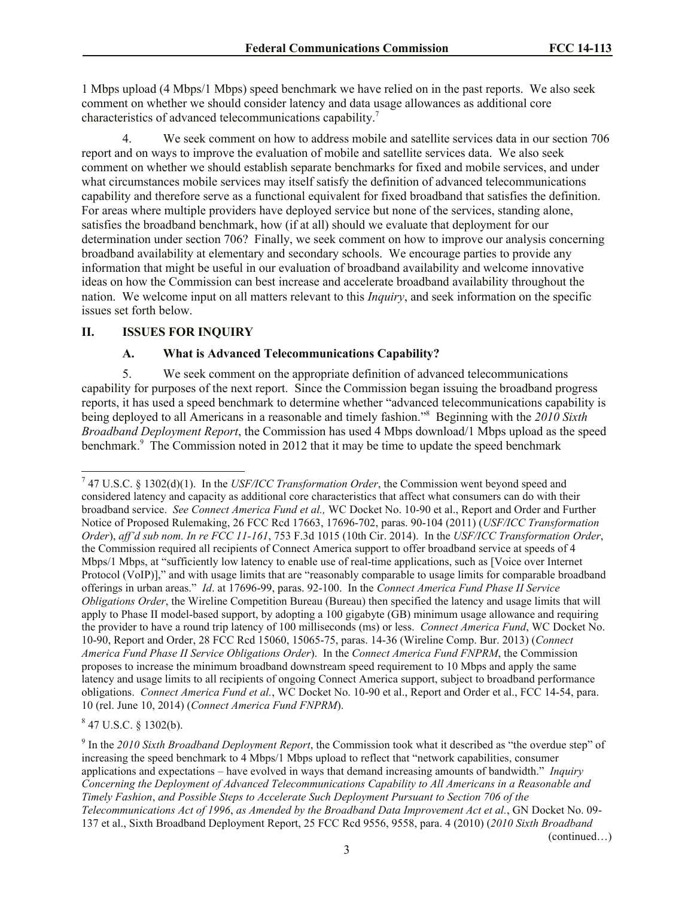1 Mbps upload (4 Mbps/1 Mbps) speed benchmark we have relied on in the past reports. We also seek comment on whether we should consider latency and data usage allowances as additional core characteristics of advanced telecommunications capability.[7]

4. We seek comment on how to address mobile and satellite services data in our section 706 report and on ways to improve the evaluation of mobile and satellite services data. We also seek comment on whether we should establish separate benchmarks for fixed and mobile services, and under what circumstances mobile services may itself satisfy the definition of advanced telecommunications capability and therefore serve as a functional equivalent for fixed broadband that satisfies the definition. For areas where multiple providers have deployed service but none of the services, standing alone, satisfies the broadband benchmark, how (if at all) should we evaluate that deployment for our determination under section 706? Finally, we seek comment on how to improve our analysis concerning broadband availability at elementary and secondary schools. We encourage parties to provide any information that might be useful in our evaluation of broadband availability and welcome innovative ideas on how the Commission can best increase and accelerate broadband availability throughout the nation. We welcome input on all matters relevant to this *Inquiry*, and seek information on the specific issues set forth below.

## II. ISSUES FOR INQUIRY

### A. What is Advanced Telecommunications Capability?

5. We seek comment on the appropriate definition of advanced telecommunications capability for purposes of the next report. Since the Commission began issuing the broadband progress reports, it has used a speed benchmark to determine whether "advanced telecommunications capability is being deployed to all Americans in a reasonable and timely fashion."[8] Beginning with the *2010 Sixth Broadband Deployment Report*, the Commission has used 4 Mbps download/1 Mbps upload as the speed benchmark.[9] The Commission noted in 2012 that it may be time to update the speed benchmark

---

[7] 47 U.S.C. § 1302(d)(1). In the *USF/ICC Transformation Order*, the Commission went beyond speed and considered latency and capacity as additional core characteristics that affect what consumers can do with their broadband service. *See Connect America Fund et al.,* WC Docket No. 10-90 et al., Report and Order and Further Notice of Proposed Rulemaking, 26 FCC Rcd 17663, 17696-702, paras. 90-104 (2011) (*USF/ICC Transformation Order*), *aff'd sub nom. In re FCC 11-161*, 753 F.3d 1015 (10th Cir. 2014). In the *USF/ICC Transformation Order*, the Commission required all recipients of Connect America support to offer broadband service at speeds of 4 Mbps/1 Mbps, at "sufficiently low latency to enable use of real-time applications, such as [Voice over Internet Protocol (VoIP)]," and with usage limits that are "reasonably comparable to usage limits for comparable broadband offerings in urban areas." *Id*. at 17696-99, paras. 92-100. In the *Connect America Fund Phase II Service Obligations Order*, the Wireline Competition Bureau (Bureau) then specified the latency and usage limits that will apply to Phase II model-based support, by adopting a 100 gigabyte (GB) minimum usage allowance and requiring the provider to have a round trip latency of 100 milliseconds (ms) or less. *Connect America Fund*, WC Docket No. 10-90, Report and Order, 28 FCC Rcd 15060, 15065-75, paras. 14-36 (Wireline Comp. Bur. 2013) (*Connect America Fund Phase II Service Obligations Order*). In the *Connect America Fund FNPRM*, the Commission proposes to increase the minimum broadband downstream speed requirement to 10 Mbps and apply the same latency and usage limits to all recipients of ongoing Connect America support, subject to broadband performance obligations. *Connect America Fund et al.*, WC Docket No. 10-90 et al., Report and Order et al., FCC 14-54, para. 10 (rel. June 10, 2014) (*Connect America Fund FNPRM*).

[8] 47 U.S.C. § 1302(b).

[9] In the *2010 Sixth Broadband Deployment Report*, the Commission took what it described as "the overdue step" of increasing the speed benchmark to 4 Mbps/1 Mbps upload to reflect that "network capabilities, consumer applications and expectations – have evolved in ways that demand increasing amounts of bandwidth." *Inquiry Concerning the Deployment of Advanced Telecommunications Capability to All Americans in a Reasonable and Timely Fashion*, *and Possible Steps to Accelerate Such Deployment Pursuant to Section 706 of the Telecommunications Act of 1996*, *as Amended by the Broadband Data Improvement Act et al.*, GN Docket No. 09-137 et al., Sixth Broadband Deployment Report, 25 FCC Rcd 9556, 9558, para. 4 (2010) (*2010 Sixth Broadband*

(continued…)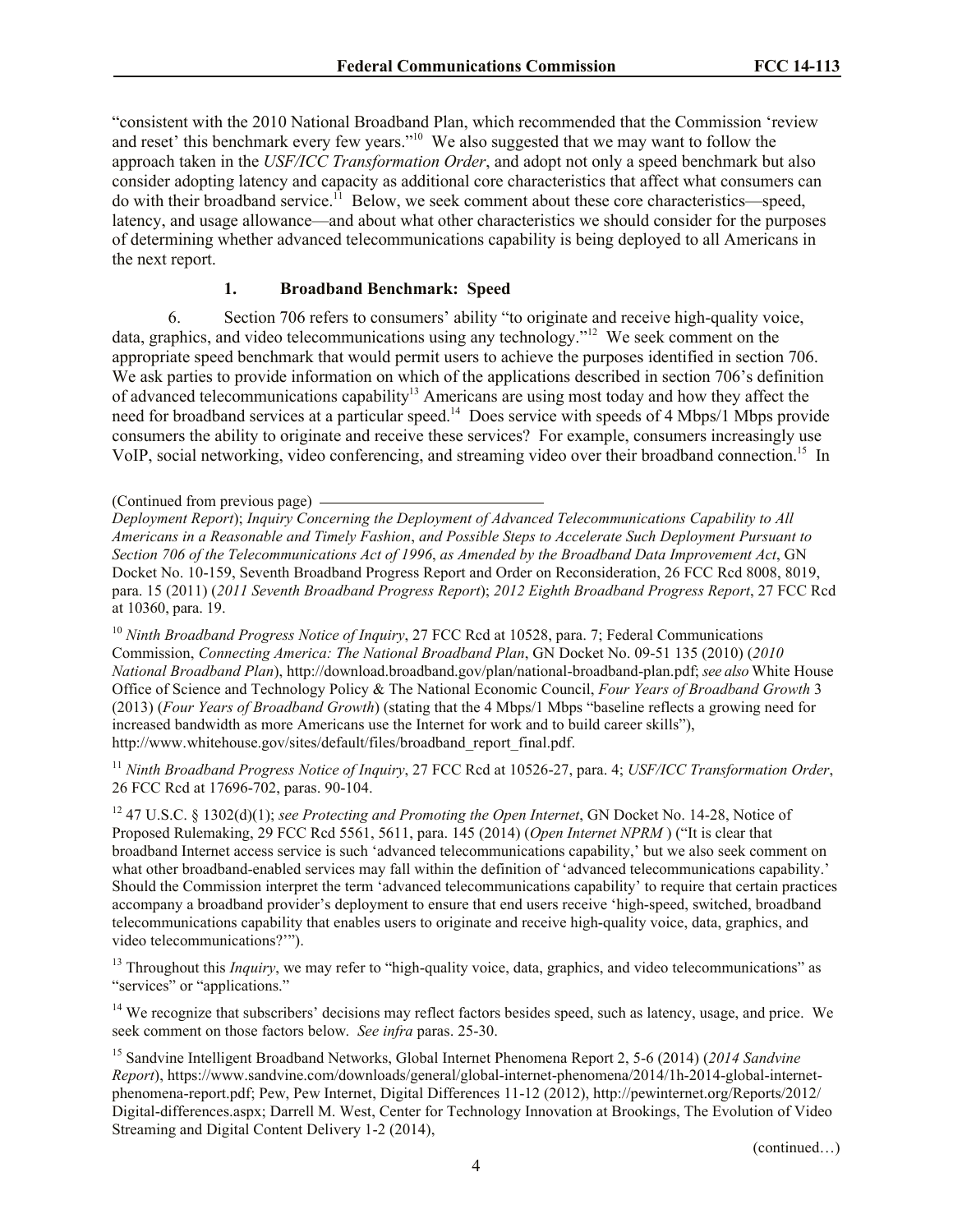"consistent with the 2010 National Broadband Plan, which recommended that the Commission 'review and reset' this benchmark every few years."[10] We also suggested that we may want to follow the approach taken in the *USF/ICC Transformation Order*, and adopt not only a speed benchmark but also consider adopting latency and capacity as additional core characteristics that affect what consumers can do with their broadband service.[11] Below, we seek comment about these core characteristics—speed, latency, and usage allowance—and about what other characteristics we should consider for the purposes of determining whether advanced telecommunications capability is being deployed to all Americans in the next report.

### 1. Broadband Benchmark: Speed

6. Section 706 refers to consumers' ability "to originate and receive high-quality voice, data, graphics, and video telecommunications using any technology."[12] We seek comment on the appropriate speed benchmark that would permit users to achieve the purposes identified in section 706. We ask parties to provide information on which of the applications described in section 706's definition of advanced telecommunications capability[13] Americans are using most today and how they affect the need for broadband services at a particular speed.[14] Does service with speeds of 4 Mbps/1 Mbps provide consumers the ability to originate and receive these services? For example, consumers increasingly use VoIP, social networking, video conferencing, and streaming video over their broadband connection.[15] In

---

(Continued from previous page)

*Deployment Report*); *Inquiry Concerning the Deployment of Advanced Telecommunications Capability to All Americans in a Reasonable and Timely Fashion, and Possible Steps to Accelerate Such Deployment Pursuant to Section 706 of the Telecommunications Act of 1996, as Amended by the Broadband Data Improvement Act*, GN Docket No. 10-159, Seventh Broadband Progress Report and Order on Reconsideration, 26 FCC Rcd 8008, 8019, para. 15 (2011) (*2011 Seventh Broadband Progress Report*); *2012 Eighth Broadband Progress Report*, 27 FCC Rcd at 10360, para. 19.

[10] *Ninth Broadband Progress Notice of Inquiry*, 27 FCC Rcd at 10528, para. 7; Federal Communications Commission, *Connecting America: The National Broadband Plan*, GN Docket No. 09-51 135 (2010) (*2010 National Broadband Plan*), http://download.broadband.gov/plan/national-broadband-plan.pdf; *see also* White House Office of Science and Technology Policy & The National Economic Council, *Four Years of Broadband Growth* 3 (2013) (*Four Years of Broadband Growth*) (stating that the 4 Mbps/1 Mbps "baseline reflects a growing need for increased bandwidth as more Americans use the Internet for work and to build career skills"), http://www.whitehouse.gov/sites/default/files/broadband_report_final.pdf.

[11] *Ninth Broadband Progress Notice of Inquiry*, 27 FCC Rcd at 10526-27, para. 4; *USF/ICC Transformation Order*, 26 FCC Rcd at 17696-702, paras. 90-104.

[12] 47 U.S.C. § 1302(d)(1); *see Protecting and Promoting the Open Internet*, GN Docket No. 14-28, Notice of Proposed Rulemaking, 29 FCC Rcd 5561, 5611, para. 145 (2014) (*Open Internet NPRM* ) ("It is clear that broadband Internet access service is such 'advanced telecommunications capability,' but we also seek comment on what other broadband-enabled services may fall within the definition of 'advanced telecommunications capability.' Should the Commission interpret the term 'advanced telecommunications capability' to require that certain practices accompany a broadband provider's deployment to ensure that end users receive 'high-speed, switched, broadband telecommunications capability that enables users to originate and receive high-quality voice, data, graphics, and video telecommunications?'").

[13] Throughout this *Inquiry*, we may refer to "high-quality voice, data, graphics, and video telecommunications" as "services" or "applications."

[14] We recognize that subscribers' decisions may reflect factors besides speed, such as latency, usage, and price. We seek comment on those factors below. *See infra* paras. 25-30.

[15] Sandvine Intelligent Broadband Networks, Global Internet Phenomena Report 2, 5-6 (2014) (*2014 Sandvine Report*), https://www.sandvine.com/downloads/general/global-internet-phenomena/2014/1h-2014-global-internet-phenomena-report.pdf; Pew, Pew Internet, Digital Differences 11-12 (2012), http://pewinternet.org/Reports/2012/Digital-differences.aspx; Darrell M. West, Center for Technology Innovation at Brookings, The Evolution of Video Streaming and Digital Content Delivery 1-2 (2014),

(continued…)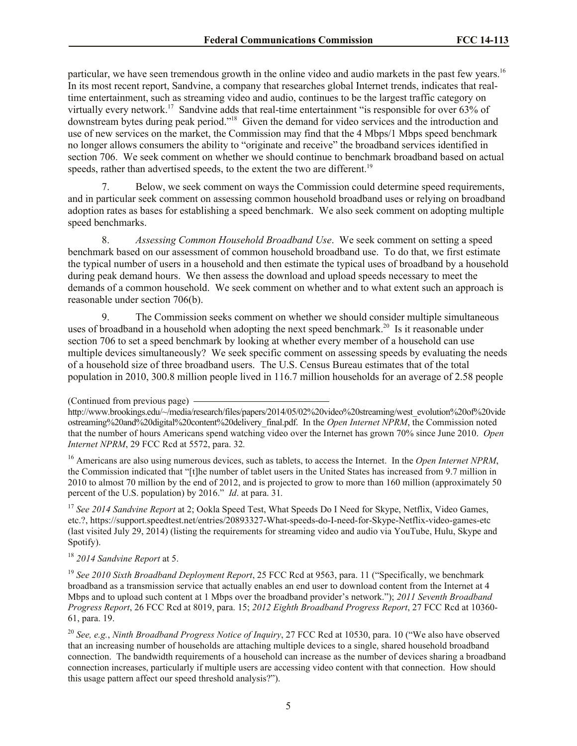particular, we have seen tremendous growth in the online video and audio markets in the past few years.[16] In its most recent report, Sandvine, a company that researches global Internet trends, indicates that real-time entertainment, such as streaming video and audio, continues to be the largest traffic category on virtually every network.[17] Sandvine adds that real-time entertainment "is responsible for over 63% of downstream bytes during peak period."[18] Given the demand for video services and the introduction and use of new services on the market, the Commission may find that the 4 Mbps/1 Mbps speed benchmark no longer allows consumers the ability to "originate and receive" the broadband services identified in section 706. We seek comment on whether we should continue to benchmark broadband based on actual speeds, rather than advertised speeds, to the extent the two are different.[19]

7. Below, we seek comment on ways the Commission could determine speed requirements, and in particular seek comment on assessing common household broadband uses or relying on broadband adoption rates as bases for establishing a speed benchmark. We also seek comment on adopting multiple speed benchmarks.

8. *Assessing Common Household Broadband Use*. We seek comment on setting a speed benchmark based on our assessment of common household broadband use. To do that, we first estimate the typical number of users in a household and then estimate the typical uses of broadband by a household during peak demand hours. We then assess the download and upload speeds necessary to meet the demands of a common household. We seek comment on whether and to what extent such an approach is reasonable under section 706(b).

9. The Commission seeks comment on whether we should consider multiple simultaneous uses of broadband in a household when adopting the next speed benchmark.[20] Is it reasonable under section 706 to set a speed benchmark by looking at whether every member of a household can use multiple devices simultaneously? We seek specific comment on assessing speeds by evaluating the needs of a household size of three broadband users. The U.S. Census Bureau estimates that of the total population in 2010, 300.8 million people lived in 116.7 million households for an average of 2.58 people

(Continued from previous page)

http://www.brookings.edu/~/media/research/files/papers/2014/05/02%20video%20streaming/west_evolution%20of%20videostreaming%20and%20digital%20content%20delivery_final.pdf. In the *Open Internet NPRM*, the Commission noted that the number of hours Americans spend watching video over the Internet has grown 70% since June 2010. *Open Internet NPRM*, 29 FCC Rcd at 5572, para. 32.

[16] Americans are also using numerous devices, such as tablets, to access the Internet. In the *Open Internet NPRM*, the Commission indicated that "[t]he number of tablet users in the United States has increased from 9.7 million in 2010 to almost 70 million by the end of 2012, and is projected to grow to more than 160 million (approximately 50 percent of the U.S. population) by 2016." *Id*. at para. 31.

[17] *See 2014 Sandvine Report* at 2; Ookla Speed Test, What Speeds Do I Need for Skype, Netflix, Video Games, etc.?, https://support.speedtest.net/entries/20893327-What-speeds-do-I-need-for-Skype-Netflix-video-games-etc (last visited July 29, 2014) (listing the requirements for streaming video and audio via YouTube, Hulu, Skype and Spotify).

[18] *2014 Sandvine Report* at 5.

[19] *See 2010 Sixth Broadband Deployment Report*, 25 FCC Rcd at 9563, para. 11 ("Specifically, we benchmark broadband as a transmission service that actually enables an end user to download content from the Internet at 4 Mbps and to upload such content at 1 Mbps over the broadband provider's network."); *2011 Seventh Broadband Progress Report*, 26 FCC Rcd at 8019, para. 15; *2012 Eighth Broadband Progress Report*, 27 FCC Rcd at 10360-61, para. 19.

[20] *See, e.g.*, *Ninth Broadband Progress Notice of Inquiry*, 27 FCC Rcd at 10530, para. 10 ("We also have observed that an increasing number of households are attaching multiple devices to a single, shared household broadband connection. The bandwidth requirements of a household can increase as the number of devices sharing a broadband connection increases, particularly if multiple users are accessing video content with that connection. How should this usage pattern affect our speed threshold analysis?").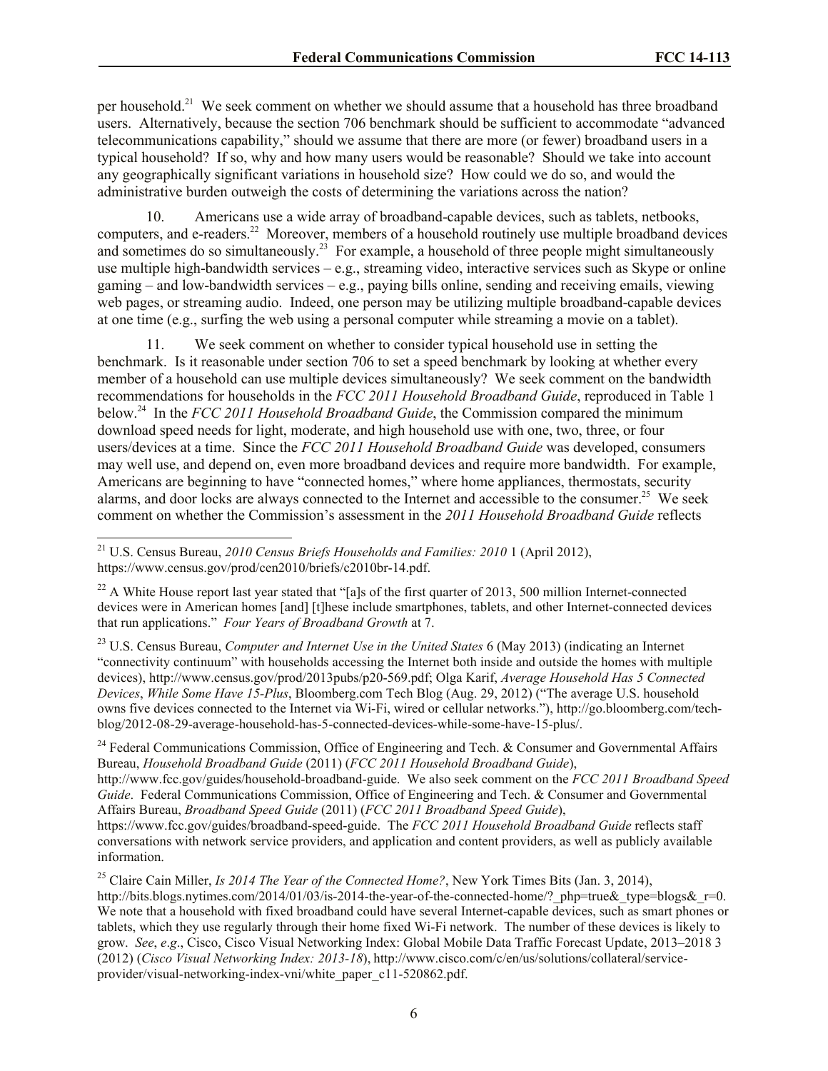per household.[21] We seek comment on whether we should assume that a household has three broadband users. Alternatively, because the section 706 benchmark should be sufficient to accommodate "advanced telecommunications capability," should we assume that there are more (or fewer) broadband users in a typical household? If so, why and how many users would be reasonable? Should we take into account any geographically significant variations in household size? How could we do so, and would the administrative burden outweigh the costs of determining the variations across the nation?

10. Americans use a wide array of broadband-capable devices, such as tablets, netbooks, computers, and e-readers.[22] Moreover, members of a household routinely use multiple broadband devices and sometimes do so simultaneously.[23] For example, a household of three people might simultaneously use multiple high-bandwidth services – e.g., streaming video, interactive services such as Skype or online gaming – and low-bandwidth services – e.g., paying bills online, sending and receiving emails, viewing web pages, or streaming audio. Indeed, one person may be utilizing multiple broadband-capable devices at one time (e.g., surfing the web using a personal computer while streaming a movie on a tablet).

11. We seek comment on whether to consider typical household use in setting the benchmark. Is it reasonable under section 706 to set a speed benchmark by looking at whether every member of a household can use multiple devices simultaneously? We seek comment on the bandwidth recommendations for households in the *FCC 2011 Household Broadband Guide*, reproduced in Table 1 below.[24] In the *FCC 2011 Household Broadband Guide*, the Commission compared the minimum download speed needs for light, moderate, and high household use with one, two, three, or four users/devices at a time. Since the *FCC 2011 Household Broadband Guide* was developed, consumers may well use, and depend on, even more broadband devices and require more bandwidth. For example, Americans are beginning to have "connected homes," where home appliances, thermostats, security alarms, and door locks are always connected to the Internet and accessible to the consumer.[25] We seek comment on whether the Commission's assessment in the *2011 Household Broadband Guide* reflects

---

[21] U.S. Census Bureau, *2010 Census Briefs Households and Families: 2010* 1 (April 2012), https://www.census.gov/prod/cen2010/briefs/c2010br-14.pdf.

[22] A White House report last year stated that "[a]s of the first quarter of 2013, 500 million Internet-connected devices were in American homes [and] [t]hese include smartphones, tablets, and other Internet-connected devices that run applications." *Four Years of Broadband Growth* at 7.

[23] U.S. Census Bureau, *Computer and Internet Use in the United States* 6 (May 2013) (indicating an Internet "connectivity continuum" with households accessing the Internet both inside and outside the homes with multiple devices), http://www.census.gov/prod/2013pubs/p20-569.pdf; Olga Karif, *Average Household Has 5 Connected Devices*, *While Some Have 15-Plus*, Bloomberg.com Tech Blog (Aug. 29, 2012) ("The average U.S. household owns five devices connected to the Internet via Wi-Fi, wired or cellular networks."), http://go.bloomberg.com/tech-blog/2012-08-29-average-household-has-5-connected-devices-while-some-have-15-plus/.

[24] Federal Communications Commission, Office of Engineering and Tech. & Consumer and Governmental Affairs Bureau, *Household Broadband Guide* (2011) (*FCC 2011 Household Broadband Guide*), http://www.fcc.gov/guides/household-broadband-guide. We also seek comment on the *FCC 2011 Broadband Speed Guide*. Federal Communications Commission, Office of Engineering and Tech. & Consumer and Governmental Affairs Bureau, *Broadband Speed Guide* (2011) (*FCC 2011 Broadband Speed Guide*), https://www.fcc.gov/guides/broadband-speed-guide. The *FCC 2011 Household Broadband Guide* reflects staff conversations with network service providers, and application and content providers, as well as publicly available information.

[25] Claire Cain Miller, *Is 2014 The Year of the Connected Home?*, New York Times Bits (Jan. 3, 2014), http://bits.blogs.nytimes.com/2014/01/03/is-2014-the-year-of-the-connected-home/?_php=true&_type=blogs&_r=0. We note that a household with fixed broadband could have several Internet-capable devices, such as smart phones or tablets, which they use regularly through their home fixed Wi-Fi network. The number of these devices is likely to grow. *See*, *e.g*., Cisco, Cisco Visual Networking Index: Global Mobile Data Traffic Forecast Update, 2013–2018 3 (2012) (*Cisco Visual Networking Index: 2013-18*), http://www.cisco.com/c/en/us/solutions/collateral/service-provider/visual-networking-index-vni/white_paper_c11-520862.pdf.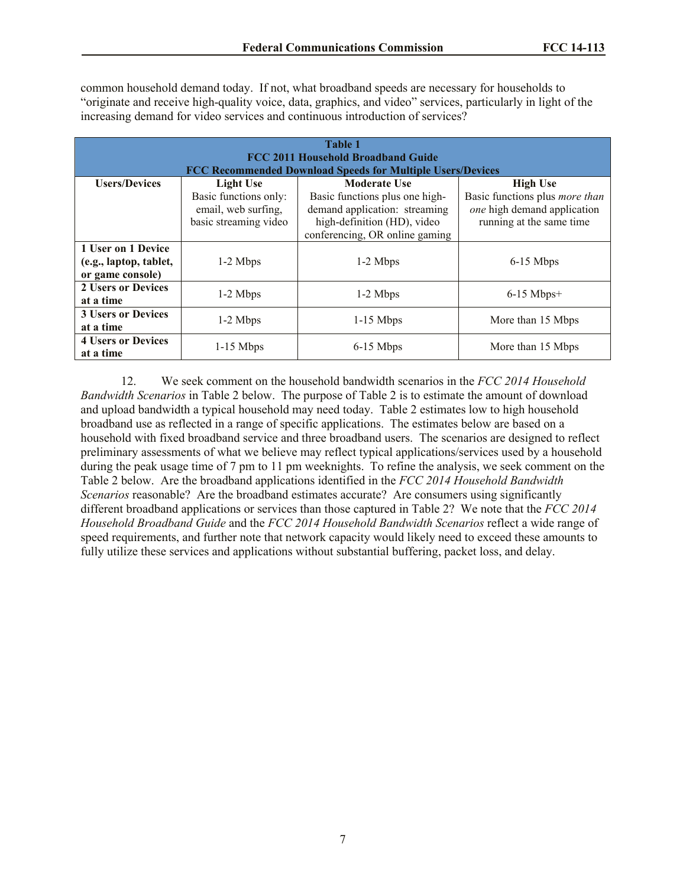common household demand today. If not, what broadband speeds are necessary for households to "originate and receive high-quality voice, data, graphics, and video" services, particularly in light of the increasing demand for video services and continuous introduction of services?

| **Table 1**<br>**FCC 2011 Household Broadband Guide**<br>**FCC Recommended Download Speeds for Multiple Users/Devices** | | | |
|---|---|---|---|
| **Users/Devices** | **Light Use**<br>Basic functions only: email, web surfing, basic streaming video | **Moderate Use**<br>Basic functions plus one high-demand application: streaming high-definition (HD), video conferencing, OR online gaming | **High Use**<br>Basic functions plus *more than one* high demand application running at the same time |
| **1 User on 1 Device (e.g., laptop, tablet, or game console)** | 1-2 Mbps | 1-2 Mbps | 6-15 Mbps |
| **2 Users or Devices at a time** | 1-2 Mbps | 1-2 Mbps | 6-15 Mbps+ |
| **3 Users or Devices at a time** | 1-2 Mbps | 1-15 Mbps | More than 15 Mbps |
| **4 Users or Devices at a time** | 1-15 Mbps | 6-15 Mbps | More than 15 Mbps |

12. We seek comment on the household bandwidth scenarios in the *FCC 2014 Household Bandwidth Scenarios* in Table 2 below. The purpose of Table 2 is to estimate the amount of download and upload bandwidth a typical household may need today. Table 2 estimates low to high household broadband use as reflected in a range of specific applications. The estimates below are based on a household with fixed broadband service and three broadband users. The scenarios are designed to reflect preliminary assessments of what we believe may reflect typical applications/services used by a household during the peak usage time of 7 pm to 11 pm weeknights. To refine the analysis, we seek comment on the Table 2 below. Are the broadband applications identified in the *FCC 2014 Household Bandwidth Scenarios* reasonable? Are the broadband estimates accurate? Are consumers using significantly different broadband applications or services than those captured in Table 2? We note that the *FCC 2014 Household Broadband Guide* and the *FCC 2014 Household Bandwidth Scenarios* reflect a wide range of speed requirements, and further note that network capacity would likely need to exceed these amounts to fully utilize these services and applications without substantial buffering, packet loss, and delay.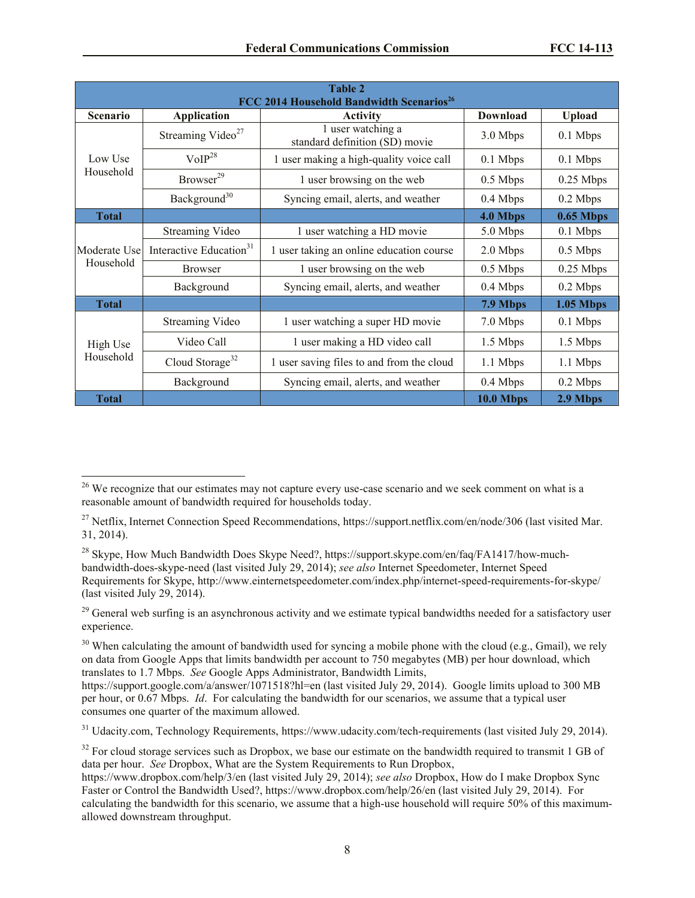**Table 2**
**FCC 2014 Household Bandwidth Scenarios**[26]

| Scenario | Application | Activity | Download | Upload |
|---|---|---|---|---|
| Low Use Household | Streaming Video[27] | 1 user watching a standard definition (SD) movie | 3.0 Mbps | 0.1 Mbps |
| | VoIP[28] | 1 user making a high-quality voice call | 0.1 Mbps | 0.1 Mbps |
| | Browser[29] | 1 user browsing on the web | 0.5 Mbps | 0.25 Mbps |
| | Background[30] | Syncing email, alerts, and weather | 0.4 Mbps | 0.2 Mbps |
| **Total** | | | **4.0 Mbps** | **0.65 Mbps** |
| Moderate Use Household | Streaming Video | 1 user watching a HD movie | 5.0 Mbps | 0.1 Mbps |
| | Interactive Education[31] | 1 user taking an online education course | 2.0 Mbps | 0.5 Mbps |
| | Browser | 1 user browsing on the web | 0.5 Mbps | 0.25 Mbps |
| | Background | Syncing email, alerts, and weather | 0.4 Mbps | 0.2 Mbps |
| **Total** | | | **7.9 Mbps** | **1.05 Mbps** |
| High Use Household | Streaming Video | 1 user watching a super HD movie | 7.0 Mbps | 0.1 Mbps |
| | Video Call | 1 user making a HD video call | 1.5 Mbps | 1.5 Mbps |
| | Cloud Storage[32] | 1 user saving files to and from the cloud | 1.1 Mbps | 1.1 Mbps |
| | Background | Syncing email, alerts, and weather | 0.4 Mbps | 0.2 Mbps |
| **Total** | | | **10.0 Mbps** | **2.9 Mbps** |

---

[26] We recognize that our estimates may not capture every use-case scenario and we seek comment on what is a reasonable amount of bandwidth required for households today.

[27] Netflix, Internet Connection Speed Recommendations, https://support.netflix.com/en/node/306 (last visited Mar. 31, 2014).

[28] Skype, How Much Bandwidth Does Skype Need?, https://support.skype.com/en/faq/FA1417/how-much-bandwidth-does-skype-need (last visited July 29, 2014); *see also* Internet Speedometer, Internet Speed Requirements for Skype, http://www.einternetspeedometer.com/index.php/internet-speed-requirements-for-skype/ (last visited July 29, 2014).

[29] General web surfing is an asynchronous activity and we estimate typical bandwidths needed for a satisfactory user experience.

[30] When calculating the amount of bandwidth used for syncing a mobile phone with the cloud (e.g., Gmail), we rely on data from Google Apps that limits bandwidth per account to 750 megabytes (MB) per hour download, which translates to 1.7 Mbps. *See* Google Apps Administrator, Bandwidth Limits, https://support.google.com/a/answer/1071518?hl=en (last visited July 29, 2014). Google limits upload to 300 MB per hour, or 0.67 Mbps. *Id*. For calculating the bandwidth for our scenarios, we assume that a typical user consumes one quarter of the maximum allowed.

[31] Udacity.com, Technology Requirements, https://www.udacity.com/tech-requirements (last visited July 29, 2014).

[32] For cloud storage services such as Dropbox, we base our estimate on the bandwidth required to transmit 1 GB of data per hour. *See* Dropbox, What are the System Requirements to Run Dropbox, https://www.dropbox.com/help/3/en (last visited July 29, 2014); *see also* Dropbox, How do I make Dropbox Sync Faster or Control the Bandwidth Used?, https://www.dropbox.com/help/26/en (last visited July 29, 2014). For calculating the bandwidth for this scenario, we assume that a high-use household will require 50% of this maximum-allowed downstream throughput.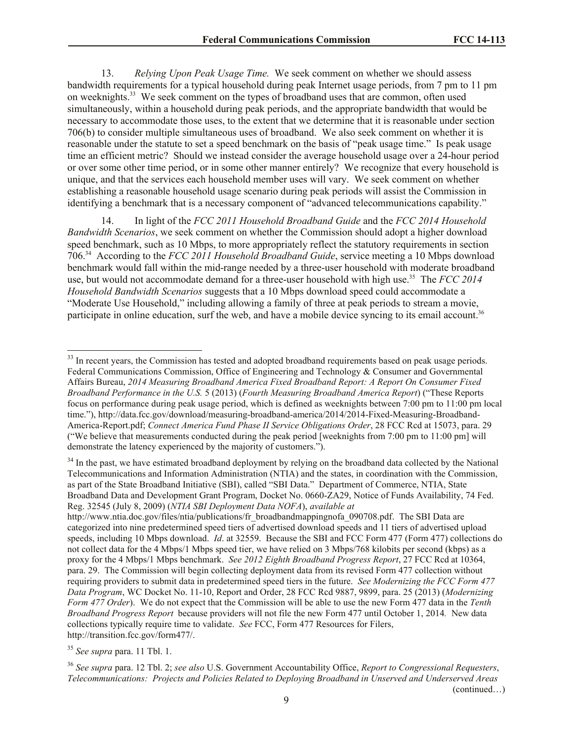13. *Relying Upon Peak Usage Time.* We seek comment on whether we should assess bandwidth requirements for a typical household during peak Internet usage periods, from 7 pm to 11 pm on weeknights.[33] We seek comment on the types of broadband uses that are common, often used simultaneously, within a household during peak periods, and the appropriate bandwidth that would be necessary to accommodate those uses, to the extent that we determine that it is reasonable under section 706(b) to consider multiple simultaneous uses of broadband. We also seek comment on whether it is reasonable under the statute to set a speed benchmark on the basis of "peak usage time." Is peak usage time an efficient metric? Should we instead consider the average household usage over a 24-hour period or over some other time period, or in some other manner entirely? We recognize that every household is unique, and that the services each household member uses will vary. We seek comment on whether establishing a reasonable household usage scenario during peak periods will assist the Commission in identifying a benchmark that is a necessary component of "advanced telecommunications capability."

14. In light of the *FCC 2011 Household Broadband Guide* and the *FCC 2014 Household Bandwidth Scenarios*, we seek comment on whether the Commission should adopt a higher download speed benchmark, such as 10 Mbps, to more appropriately reflect the statutory requirements in section 706.[34] According to the *FCC 2011 Household Broadband Guide*, service meeting a 10 Mbps download benchmark would fall within the mid-range needed by a three-user household with moderate broadband use, but would not accommodate demand for a three-user household with high use.[35] The *FCC 2014 Household Bandwidth Scenarios* suggests that a 10 Mbps download speed could accommodate a "Moderate Use Household," including allowing a family of three at peak periods to stream a movie, participate in online education, surf the web, and have a mobile device syncing to its email account.[36]

---

[33] In recent years, the Commission has tested and adopted broadband requirements based on peak usage periods. Federal Communications Commission, Office of Engineering and Technology & Consumer and Governmental Affairs Bureau, *2014 Measuring Broadband America Fixed Broadband Report: A Report On Consumer Fixed Broadband Performance in the U.S.* 5 (2013) (*Fourth Measuring Broadband America Report*) ("These Reports focus on performance during peak usage period, which is defined as weeknights between 7:00 pm to 11:00 pm local time."), http://data.fcc.gov/download/measuring-broadband-america/2014/2014-Fixed-Measuring-Broadband-America-Report.pdf; *Connect America Fund Phase II Service Obligations Order*, 28 FCC Rcd at 15073, para. 29 ("We believe that measurements conducted during the peak period [weeknights from 7:00 pm to 11:00 pm] will demonstrate the latency experienced by the majority of customers.").

[34] In the past, we have estimated broadband deployment by relying on the broadband data collected by the National Telecommunications and Information Administration (NTIA) and the states, in coordination with the Commission, as part of the State Broadband Initiative (SBI), called "SBI Data." Department of Commerce, NTIA, State Broadband Data and Development Grant Program, Docket No. 0660-ZA29, Notice of Funds Availability, 74 Fed. Reg. 32545 (July 8, 2009) (*NTIA SBI Deployment Data NOFA*), *available at* http://www.ntia.doc.gov/files/ntia/publications/fr_broadbandmappingnofa_090708.pdf. The SBI Data are categorized into nine predetermined speed tiers of advertised download speeds and 11 tiers of advertised upload speeds, including 10 Mbps download. *Id*. at 32559. Because the SBI and FCC Form 477 (Form 477) collections do not collect data for the 4 Mbps/1 Mbps speed tier, we have relied on 3 Mbps/768 kilobits per second (kbps) as a proxy for the 4 Mbps/1 Mbps benchmark. *See 2012 Eighth Broadband Progress Report*, 27 FCC Rcd at 10364, para. 29. The Commission will begin collecting deployment data from its revised Form 477 collection without requiring providers to submit data in predetermined speed tiers in the future. *See Modernizing the FCC Form 477 Data Program*, WC Docket No. 11-10, Report and Order, 28 FCC Rcd 9887, 9899, para. 25 (2013) (*Modernizing Form 477 Order*). We do not expect that the Commission will be able to use the new Form 477 data in the *Tenth Broadband Progress Report* because providers will not file the new Form 477 until October 1, 2014. New data collections typically require time to validate. *See* FCC, Form 477 Resources for Filers, http://transition.fcc.gov/form477/.

[35] *See supra* para. 11 Tbl. 1.

[36] *See supra* para. 12 Tbl. 2; *see also* U.S. Government Accountability Office, *Report to Congressional Requesters*, *Telecommunications: Projects and Policies Related to Deploying Broadband in Unserved and Underserved Areas* (continued…)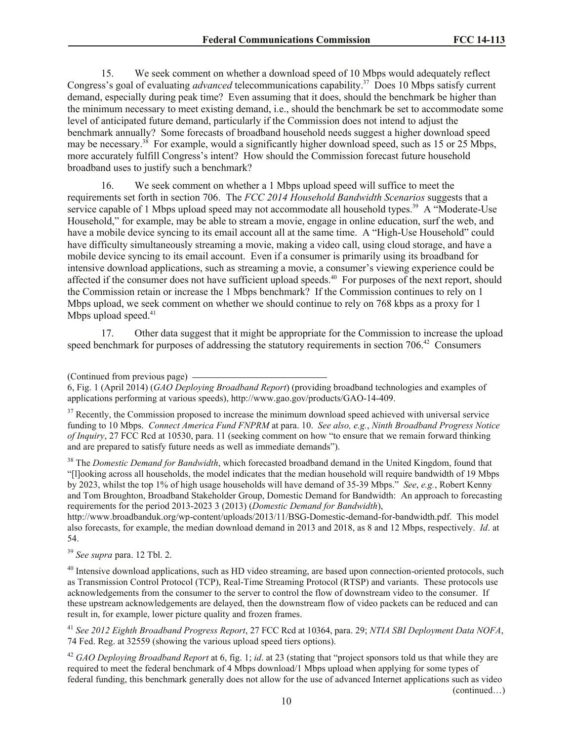15. We seek comment on whether a download speed of 10 Mbps would adequately reflect Congress's goal of evaluating *advanced* telecommunications capability.[37] Does 10 Mbps satisfy current demand, especially during peak time? Even assuming that it does, should the benchmark be higher than the minimum necessary to meet existing demand, i.e., should the benchmark be set to accommodate some level of anticipated future demand, particularly if the Commission does not intend to adjust the benchmark annually? Some forecasts of broadband household needs suggest a higher download speed may be necessary.[38] For example, would a significantly higher download speed, such as 15 or 25 Mbps, more accurately fulfill Congress's intent? How should the Commission forecast future household broadband uses to justify such a benchmark?

16. We seek comment on whether a 1 Mbps upload speed will suffice to meet the requirements set forth in section 706. The *FCC 2014 Household Bandwidth Scenarios* suggests that a service capable of 1 Mbps upload speed may not accommodate all household types.[39] A "Moderate-Use Household," for example, may be able to stream a movie, engage in online education, surf the web, and have a mobile device syncing to its email account all at the same time. A "High-Use Household" could have difficulty simultaneously streaming a movie, making a video call, using cloud storage, and have a mobile device syncing to its email account. Even if a consumer is primarily using its broadband for intensive download applications, such as streaming a movie, a consumer's viewing experience could be affected if the consumer does not have sufficient upload speeds.[40] For purposes of the next report, should the Commission retain or increase the 1 Mbps benchmark? If the Commission continues to rely on 1 Mbps upload, we seek comment on whether we should continue to rely on 768 kbps as a proxy for 1 Mbps upload speed.[41]

17. Other data suggest that it might be appropriate for the Commission to increase the upload speed benchmark for purposes of addressing the statutory requirements in section 706.[42] Consumers

---

(Continued from previous page)

6, Fig. 1 (April 2014) (*GAO Deploying Broadband Report*) (providing broadband technologies and examples of applications performing at various speeds), http://www.gao.gov/products/GAO-14-409.

[37] Recently, the Commission proposed to increase the minimum download speed achieved with universal service funding to 10 Mbps. *Connect America Fund FNPRM* at para. 10. *See also, e.g.*, *Ninth Broadband Progress Notice of Inquiry*, 27 FCC Rcd at 10530, para. 11 (seeking comment on how "to ensure that we remain forward thinking and are prepared to satisfy future needs as well as immediate demands").

[38] The *Domestic Demand for Bandwidth*, which forecasted broadband demand in the United Kingdom, found that "[l]ooking across all households, the model indicates that the median household will require bandwidth of 19 Mbps by 2023, whilst the top 1% of high usage households will have demand of 35-39 Mbps." *See*, *e.g.*, Robert Kenny and Tom Broughton, Broadband Stakeholder Group, Domestic Demand for Bandwidth: An approach to forecasting requirements for the period 2013-2023 3 (2013) (*Domestic Demand for Bandwidth*), http://www.broadbanduk.org/wp-content/uploads/2013/11/BSG-Domestic-demand-for-bandwidth.pdf. This model also forecasts, for example, the median download demand in 2013 and 2018, as 8 and 12 Mbps, respectively. *Id*. at 54.

[39] *See supra* para. 12 Tbl. 2.

[40] Intensive download applications, such as HD video streaming, are based upon connection-oriented protocols, such as Transmission Control Protocol (TCP), Real-Time Streaming Protocol (RTSP) and variants. These protocols use acknowledgements from the consumer to the server to control the flow of downstream video to the consumer. If these upstream acknowledgements are delayed, then the downstream flow of video packets can be reduced and can result in, for example, lower picture quality and frozen frames.

[41] *See 2012 Eighth Broadband Progress Report*, 27 FCC Rcd at 10364, para. 29; *NTIA SBI Deployment Data NOFA*, 74 Fed. Reg. at 32559 (showing the various upload speed tiers options).

[42] *GAO Deploying Broadband Report* at 6, fig. 1; *id*. at 23 (stating that "project sponsors told us that while they are required to meet the federal benchmark of 4 Mbps download/1 Mbps upload when applying for some types of federal funding, this benchmark generally does not allow for the use of advanced Internet applications such as video

(continued…)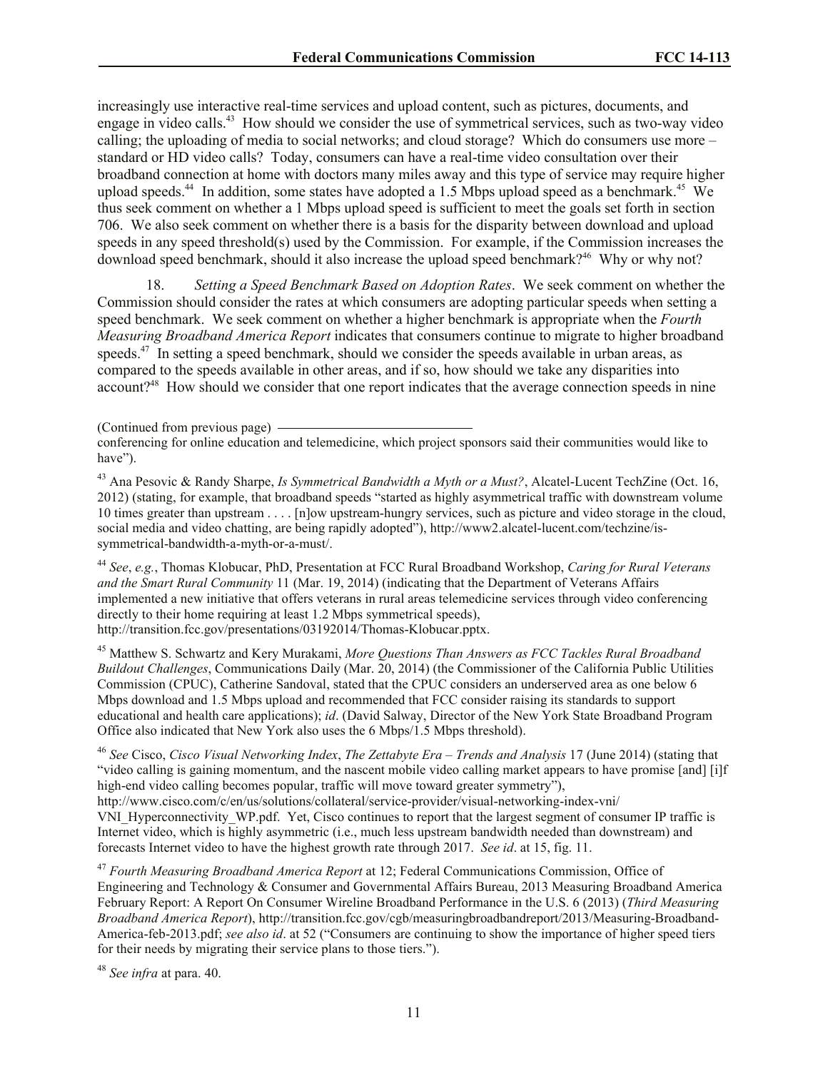increasingly use interactive real-time services and upload content, such as pictures, documents, and engage in video calls.[43] How should we consider the use of symmetrical services, such as two-way video calling; the uploading of media to social networks; and cloud storage? Which do consumers use more – standard or HD video calls? Today, consumers can have a real-time video consultation over their broadband connection at home with doctors many miles away and this type of service may require higher upload speeds.[44] In addition, some states have adopted a 1.5 Mbps upload speed as a benchmark.[45] We thus seek comment on whether a 1 Mbps upload speed is sufficient to meet the goals set forth in section 706. We also seek comment on whether there is a basis for the disparity between download and upload speeds in any speed threshold(s) used by the Commission. For example, if the Commission increases the download speed benchmark, should it also increase the upload speed benchmark?[46] Why or why not?

18. *Setting a Speed Benchmark Based on Adoption Rates*. We seek comment on whether the Commission should consider the rates at which consumers are adopting particular speeds when setting a speed benchmark. We seek comment on whether a higher benchmark is appropriate when the *Fourth Measuring Broadband America Report* indicates that consumers continue to migrate to higher broadband speeds.[47] In setting a speed benchmark, should we consider the speeds available in urban areas, as compared to the speeds available in other areas, and if so, how should we take any disparities into account?[48] How should we consider that one report indicates that the average connection speeds in nine

---

(Continued from previous page)
conferencing for online education and telemedicine, which project sponsors said their communities would like to have").

[43] Ana Pesovic & Randy Sharpe, *Is Symmetrical Bandwidth a Myth or a Must?*, Alcatel-Lucent TechZine (Oct. 16, 2012) (stating, for example, that broadband speeds "started as highly asymmetrical traffic with downstream volume 10 times greater than upstream . . . . [n]ow upstream-hungry services, such as picture and video storage in the cloud, social media and video chatting, are being rapidly adopted"), http://www2.alcatel-lucent.com/techzine/is-symmetrical-bandwidth-a-myth-or-a-must/.

[44] *See*, *e.g.*, Thomas Klobucar, PhD, Presentation at FCC Rural Broadband Workshop, *Caring for Rural Veterans and the Smart Rural Community* 11 (Mar. 19, 2014) (indicating that the Department of Veterans Affairs implemented a new initiative that offers veterans in rural areas telemedicine services through video conferencing directly to their home requiring at least 1.2 Mbps symmetrical speeds), http://transition.fcc.gov/presentations/03192014/Thomas-Klobucar.pptx.

[45] Matthew S. Schwartz and Kery Murakami, *More Questions Than Answers as FCC Tackles Rural Broadband Buildout Challenges*, Communications Daily (Mar. 20, 2014) (the Commissioner of the California Public Utilities Commission (CPUC), Catherine Sandoval, stated that the CPUC considers an underserved area as one below 6 Mbps download and 1.5 Mbps upload and recommended that FCC consider raising its standards to support educational and health care applications); *id*. (David Salway, Director of the New York State Broadband Program Office also indicated that New York also uses the 6 Mbps/1.5 Mbps threshold).

[46] *See* Cisco, *Cisco Visual Networking Index*, *The Zettabyte Era – Trends and Analysis* 17 (June 2014) (stating that "video calling is gaining momentum, and the nascent mobile video calling market appears to have promise [and] [i]f high-end video calling becomes popular, traffic will move toward greater symmetry"), http://www.cisco.com/c/en/us/solutions/collateral/service-provider/visual-networking-index-vni/VNI_Hyperconnectivity_WP.pdf. Yet, Cisco continues to report that the largest segment of consumer IP traffic is Internet video, which is highly asymmetric (i.e., much less upstream bandwidth needed than downstream) and forecasts Internet video to have the highest growth rate through 2017. *See id*. at 15, fig. 11.

[47] *Fourth Measuring Broadband America Report* at 12; Federal Communications Commission, Office of Engineering and Technology & Consumer and Governmental Affairs Bureau, 2013 Measuring Broadband America February Report: A Report On Consumer Wireline Broadband Performance in the U.S. 6 (2013) (*Third Measuring Broadband America Report*), http://transition.fcc.gov/cgb/measuringbroadbandreport/2013/Measuring-Broadband-America-feb-2013.pdf; *see also id*. at 52 ("Consumers are continuing to show the importance of higher speed tiers for their needs by migrating their service plans to those tiers.").

[48] *See infra* at para. 40.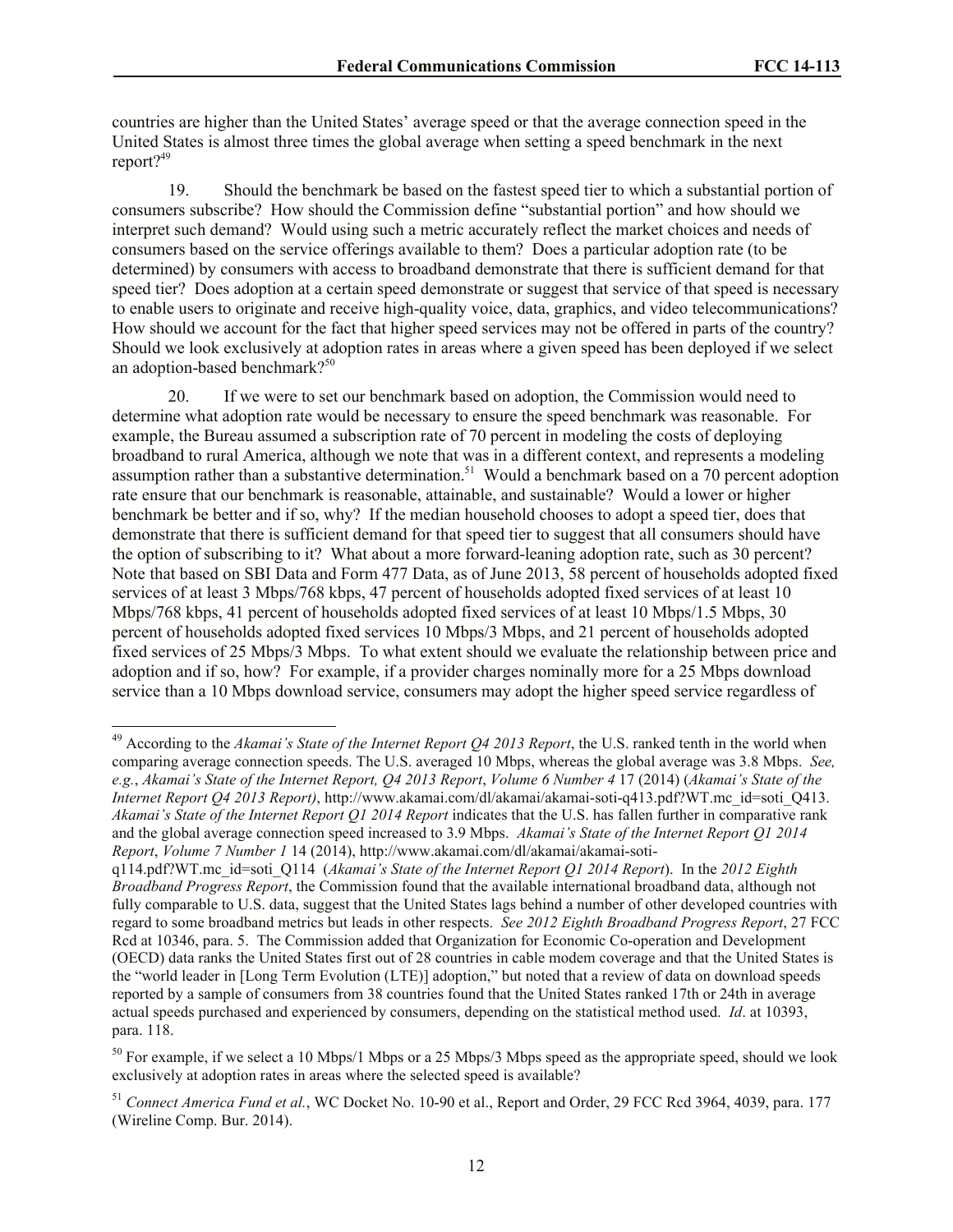countries are higher than the United States' average speed or that the average connection speed in the United States is almost three times the global average when setting a speed benchmark in the next report?[49]

19. Should the benchmark be based on the fastest speed tier to which a substantial portion of consumers subscribe? How should the Commission define "substantial portion" and how should we interpret such demand? Would using such a metric accurately reflect the market choices and needs of consumers based on the service offerings available to them? Does a particular adoption rate (to be determined) by consumers with access to broadband demonstrate that there is sufficient demand for that speed tier? Does adoption at a certain speed demonstrate or suggest that service of that speed is necessary to enable users to originate and receive high-quality voice, data, graphics, and video telecommunications? How should we account for the fact that higher speed services may not be offered in parts of the country? Should we look exclusively at adoption rates in areas where a given speed has been deployed if we select an adoption-based benchmark?[50]

20. If we were to set our benchmark based on adoption, the Commission would need to determine what adoption rate would be necessary to ensure the speed benchmark was reasonable. For example, the Bureau assumed a subscription rate of 70 percent in modeling the costs of deploying broadband to rural America, although we note that was in a different context, and represents a modeling assumption rather than a substantive determination.[51] Would a benchmark based on a 70 percent adoption rate ensure that our benchmark is reasonable, attainable, and sustainable? Would a lower or higher benchmark be better and if so, why? If the median household chooses to adopt a speed tier, does that demonstrate that there is sufficient demand for that speed tier to suggest that all consumers should have the option of subscribing to it? What about a more forward-leaning adoption rate, such as 30 percent? Note that based on SBI Data and Form 477 Data, as of June 2013, 58 percent of households adopted fixed services of at least 3 Mbps/768 kbps, 47 percent of households adopted fixed services of at least 10 Mbps/768 kbps, 41 percent of households adopted fixed services of at least 10 Mbps/1.5 Mbps, 30 percent of households adopted fixed services 10 Mbps/3 Mbps, and 21 percent of households adopted fixed services of 25 Mbps/3 Mbps. To what extent should we evaluate the relationship between price and adoption and if so, how? For example, if a provider charges nominally more for a 25 Mbps download service than a 10 Mbps download service, consumers may adopt the higher speed service regardless of

---

[49] According to the *Akamai's State of the Internet Report Q4 2013 Report*, the U.S. ranked tenth in the world when comparing average connection speeds. The U.S. averaged 10 Mbps, whereas the global average was 3.8 Mbps. *See, e.g.*, *Akamai's State of the Internet Report, Q4 2013 Report*, *Volume 6 Number 4* 17 (2014) (*Akamai's State of the Internet Report Q4 2013 Report)*, http://www.akamai.com/dl/akamai/akamai-soti-q413.pdf?WT.mc_id=soti_Q413. *Akamai's State of the Internet Report Q1 2014 Report* indicates that the U.S. has fallen further in comparative rank and the global average connection speed increased to 3.9 Mbps. *Akamai's State of the Internet Report Q1 2014 Report*, *Volume 7 Number 1* 14 (2014), http://www.akamai.com/dl/akamai/akamai-soti-q114.pdf?WT.mc_id=soti_Q114 (*Akamai's State of the Internet Report Q1 2014 Report*). In the *2012 Eighth Broadband Progress Report*, the Commission found that the available international broadband data, although not fully comparable to U.S. data, suggest that the United States lags behind a number of other developed countries with regard to some broadband metrics but leads in other respects. *See 2012 Eighth Broadband Progress Report*, 27 FCC Rcd at 10346, para. 5. The Commission added that Organization for Economic Co-operation and Development (OECD) data ranks the United States first out of 28 countries in cable modem coverage and that the United States is the "world leader in [Long Term Evolution (LTE)] adoption," but noted that a review of data on download speeds reported by a sample of consumers from 38 countries found that the United States ranked 17th or 24th in average actual speeds purchased and experienced by consumers, depending on the statistical method used. *Id*. at 10393, para. 118.

[50] For example, if we select a 10 Mbps/1 Mbps or a 25 Mbps/3 Mbps speed as the appropriate speed, should we look exclusively at adoption rates in areas where the selected speed is available?

[51] *Connect America Fund et al.*, WC Docket No. 10-90 et al., Report and Order, 29 FCC Rcd 3964, 4039, para. 177 (Wireline Comp. Bur. 2014).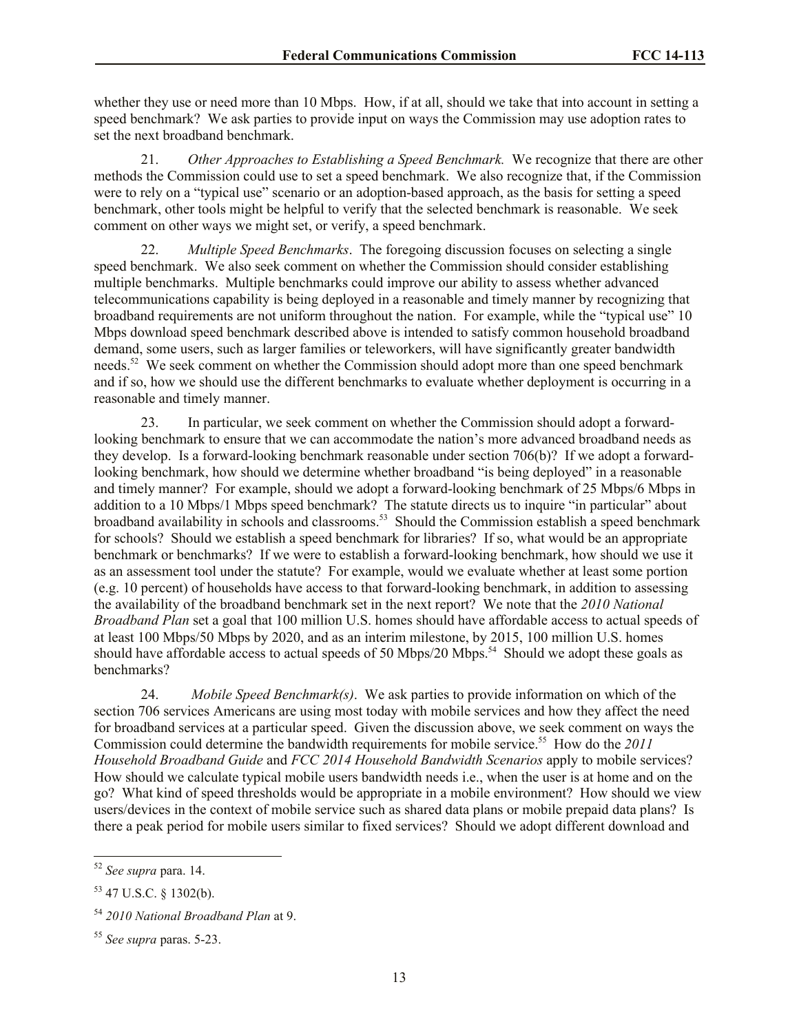whether they use or need more than 10 Mbps. How, if at all, should we take that into account in setting a speed benchmark? We ask parties to provide input on ways the Commission may use adoption rates to set the next broadband benchmark.

21. *Other Approaches to Establishing a Speed Benchmark.* We recognize that there are other methods the Commission could use to set a speed benchmark. We also recognize that, if the Commission were to rely on a "typical use" scenario or an adoption-based approach, as the basis for setting a speed benchmark, other tools might be helpful to verify that the selected benchmark is reasonable. We seek comment on other ways we might set, or verify, a speed benchmark.

22. *Multiple Speed Benchmarks*. The foregoing discussion focuses on selecting a single speed benchmark. We also seek comment on whether the Commission should consider establishing multiple benchmarks. Multiple benchmarks could improve our ability to assess whether advanced telecommunications capability is being deployed in a reasonable and timely manner by recognizing that broadband requirements are not uniform throughout the nation. For example, while the "typical use" 10 Mbps download speed benchmark described above is intended to satisfy common household broadband demand, some users, such as larger families or teleworkers, will have significantly greater bandwidth needs.[52] We seek comment on whether the Commission should adopt more than one speed benchmark and if so, how we should use the different benchmarks to evaluate whether deployment is occurring in a reasonable and timely manner.

23. In particular, we seek comment on whether the Commission should adopt a forward-looking benchmark to ensure that we can accommodate the nation's more advanced broadband needs as they develop. Is a forward-looking benchmark reasonable under section 706(b)? If we adopt a forward-looking benchmark, how should we determine whether broadband "is being deployed" in a reasonable and timely manner? For example, should we adopt a forward-looking benchmark of 25 Mbps/6 Mbps in addition to a 10 Mbps/1 Mbps speed benchmark? The statute directs us to inquire "in particular" about broadband availability in schools and classrooms.[53] Should the Commission establish a speed benchmark for schools? Should we establish a speed benchmark for libraries? If so, what would be an appropriate benchmark or benchmarks? If we were to establish a forward-looking benchmark, how should we use it as an assessment tool under the statute? For example, would we evaluate whether at least some portion (e.g. 10 percent) of households have access to that forward-looking benchmark, in addition to assessing the availability of the broadband benchmark set in the next report? We note that the *2010 National Broadband Plan* set a goal that 100 million U.S. homes should have affordable access to actual speeds of at least 100 Mbps/50 Mbps by 2020, and as an interim milestone, by 2015, 100 million U.S. homes should have affordable access to actual speeds of 50 Mbps/20 Mbps.[54] Should we adopt these goals as benchmarks?

24. *Mobile Speed Benchmark(s)*. We ask parties to provide information on which of the section 706 services Americans are using most today with mobile services and how they affect the need for broadband services at a particular speed. Given the discussion above, we seek comment on ways the Commission could determine the bandwidth requirements for mobile service.[55] How do the *2011 Household Broadband Guide* and *FCC 2014 Household Bandwidth Scenarios* apply to mobile services? How should we calculate typical mobile users bandwidth needs i.e., when the user is at home and on the go? What kind of speed thresholds would be appropriate in a mobile environment? How should we view users/devices in the context of mobile service such as shared data plans or mobile prepaid data plans? Is there a peak period for mobile users similar to fixed services? Should we adopt different download and

---

[52] *See supra* para. 14.

[53] 47 U.S.C. § 1302(b).

[54] *2010 National Broadband Plan* at 9.

[55] *See supra* paras. 5-23.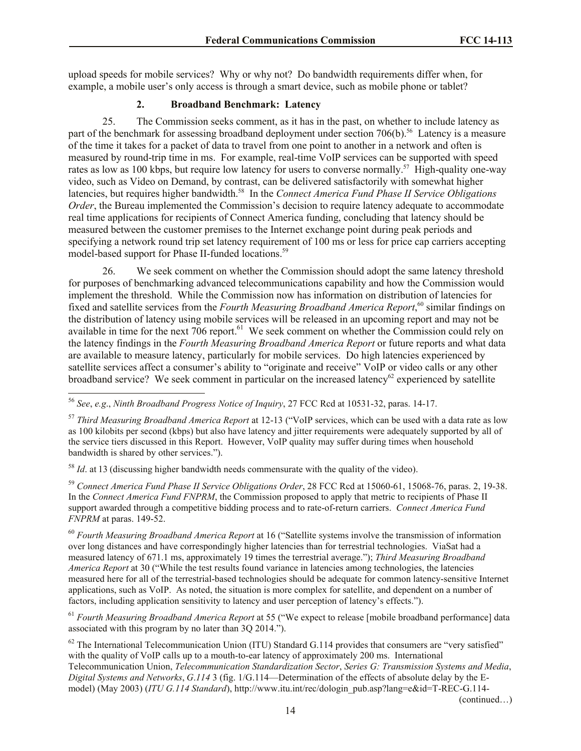upload speeds for mobile services? Why or why not? Do bandwidth requirements differ when, for example, a mobile user's only access is through a smart device, such as mobile phone or tablet?

### 2. Broadband Benchmark: Latency

25. The Commission seeks comment, as it has in the past, on whether to include latency as part of the benchmark for assessing broadband deployment under section 706(b).[56] Latency is a measure of the time it takes for a packet of data to travel from one point to another in a network and often is measured by round-trip time in ms. For example, real-time VoIP services can be supported with speed rates as low as 100 kbps, but require low latency for users to converse normally.[57] High-quality one-way video, such as Video on Demand, by contrast, can be delivered satisfactorily with somewhat higher latencies, but requires higher bandwidth.[58] In the *Connect America Fund Phase II Service Obligations Order*, the Bureau implemented the Commission's decision to require latency adequate to accommodate real time applications for recipients of Connect America funding, concluding that latency should be measured between the customer premises to the Internet exchange point during peak periods and specifying a network round trip set latency requirement of 100 ms or less for price cap carriers accepting model-based support for Phase II-funded locations.[59]

26. We seek comment on whether the Commission should adopt the same latency threshold for purposes of benchmarking advanced telecommunications capability and how the Commission would implement the threshold. While the Commission now has information on distribution of latencies for fixed and satellite services from the *Fourth Measuring Broadband America Report*,[60] similar findings on the distribution of latency using mobile services will be released in an upcoming report and may not be available in time for the next 706 report.[61] We seek comment on whether the Commission could rely on the latency findings in the *Fourth Measuring Broadband America Report* or future reports and what data are available to measure latency, particularly for mobile services. Do high latencies experienced by satellite services affect a consumer's ability to "originate and receive" VoIP or video calls or any other broadband service? We seek comment in particular on the increased latency[62] experienced by satellite

---

[56] *See*, *e.g*., *Ninth Broadband Progress Notice of Inquiry*, 27 FCC Rcd at 10531-32, paras. 14-17.

[57] *Third Measuring Broadband America Report* at 12-13 ("VoIP services, which can be used with a data rate as low as 100 kilobits per second (kbps) but also have latency and jitter requirements were adequately supported by all of the service tiers discussed in this Report. However, VoIP quality may suffer during times when household bandwidth is shared by other services.").

[58] *Id*. at 13 (discussing higher bandwidth needs commensurate with the quality of the video).

[59] *Connect America Fund Phase II Service Obligations Order*, 28 FCC Rcd at 15060-61, 15068-76, paras. 2, 19-38. In the *Connect America Fund FNPRM*, the Commission proposed to apply that metric to recipients of Phase II support awarded through a competitive bidding process and to rate-of-return carriers. *Connect America Fund FNPRM* at paras. 149-52.

[60] *Fourth Measuring Broadband America Report* at 16 ("Satellite systems involve the transmission of information over long distances and have correspondingly higher latencies than for terrestrial technologies. ViaSat had a measured latency of 671.1 ms, approximately 19 times the terrestrial average."); *Third Measuring Broadband America Report* at 30 ("While the test results found variance in latencies among technologies, the latencies measured here for all of the terrestrial-based technologies should be adequate for common latency-sensitive Internet applications, such as VoIP. As noted, the situation is more complex for satellite, and dependent on a number of factors, including application sensitivity to latency and user perception of latency's effects.").

[61] *Fourth Measuring Broadband America Report* at 55 ("We expect to release [mobile broadband performance] data associated with this program by no later than 3Q 2014.").

[62] The International Telecommunication Union (ITU) Standard G.114 provides that consumers are "very satisfied" with the quality of VoIP calls up to a mouth-to-ear latency of approximately 200 ms. International Telecommunication Union, *Telecommunication Standardization Sector*, *Series G: Transmission Systems and Media*, *Digital Systems and Networks*, *G.114* 3 (fig. 1/G.114—Determination of the effects of absolute delay by the E-model) (May 2003) (*ITU G.114 Standard*), http://www.itu.int/rec/dologin_pub.asp?lang=e&id=T-REC-G.114-

(continued…)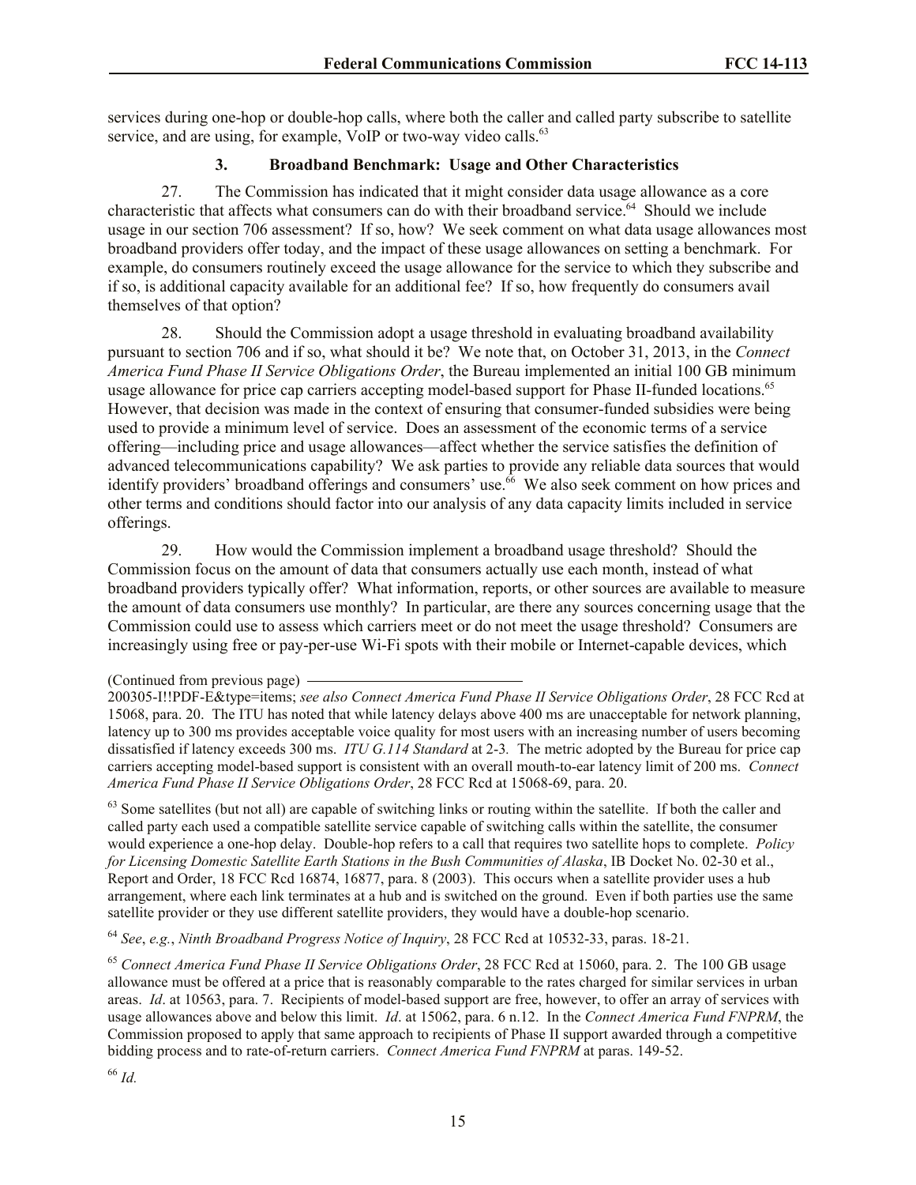services during one-hop or double-hop calls, where both the caller and called party subscribe to satellite service, and are using, for example, VoIP or two-way video calls.[63]

### 3. Broadband Benchmark: Usage and Other Characteristics

27. The Commission has indicated that it might consider data usage allowance as a core characteristic that affects what consumers can do with their broadband service.[64] Should we include usage in our section 706 assessment? If so, how? We seek comment on what data usage allowances most broadband providers offer today, and the impact of these usage allowances on setting a benchmark. For example, do consumers routinely exceed the usage allowance for the service to which they subscribe and if so, is additional capacity available for an additional fee? If so, how frequently do consumers avail themselves of that option?

28. Should the Commission adopt a usage threshold in evaluating broadband availability pursuant to section 706 and if so, what should it be? We note that, on October 31, 2013, in the *Connect America Fund Phase II Service Obligations Order*, the Bureau implemented an initial 100 GB minimum usage allowance for price cap carriers accepting model-based support for Phase II-funded locations.[65] However, that decision was made in the context of ensuring that consumer-funded subsidies were being used to provide a minimum level of service. Does an assessment of the economic terms of a service offering—including price and usage allowances—affect whether the service satisfies the definition of advanced telecommunications capability? We ask parties to provide any reliable data sources that would identify providers' broadband offerings and consumers' use.[66] We also seek comment on how prices and other terms and conditions should factor into our analysis of any data capacity limits included in service offerings.

29. How would the Commission implement a broadband usage threshold? Should the Commission focus on the amount of data that consumers actually use each month, instead of what broadband providers typically offer? What information, reports, or other sources are available to measure the amount of data consumers use monthly? In particular, are there any sources concerning usage that the Commission could use to assess which carriers meet or do not meet the usage threshold? Consumers are increasingly using free or pay-per-use Wi-Fi spots with their mobile or Internet-capable devices, which

---

(Continued from previous page)

200305-I!!PDF-E&type=items; *see also Connect America Fund Phase II Service Obligations Order*, 28 FCC Rcd at 15068, para. 20. The ITU has noted that while latency delays above 400 ms are unacceptable for network planning, latency up to 300 ms provides acceptable voice quality for most users with an increasing number of users becoming dissatisfied if latency exceeds 300 ms. *ITU G.114 Standard* at 2-3. The metric adopted by the Bureau for price cap carriers accepting model-based support is consistent with an overall mouth-to-ear latency limit of 200 ms. *Connect America Fund Phase II Service Obligations Order*, 28 FCC Rcd at 15068-69, para. 20.

[63] Some satellites (but not all) are capable of switching links or routing within the satellite. If both the caller and called party each used a compatible satellite service capable of switching calls within the satellite, the consumer would experience a one-hop delay. Double-hop refers to a call that requires two satellite hops to complete. *Policy for Licensing Domestic Satellite Earth Stations in the Bush Communities of Alaska*, IB Docket No. 02-30 et al., Report and Order, 18 FCC Rcd 16874, 16877, para. 8 (2003). This occurs when a satellite provider uses a hub arrangement, where each link terminates at a hub and is switched on the ground. Even if both parties use the same satellite provider or they use different satellite providers, they would have a double-hop scenario.

[64] *See*, *e.g.*, *Ninth Broadband Progress Notice of Inquiry*, 28 FCC Rcd at 10532-33, paras. 18-21.

[65] *Connect America Fund Phase II Service Obligations Order*, 28 FCC Rcd at 15060, para. 2. The 100 GB usage allowance must be offered at a price that is reasonably comparable to the rates charged for similar services in urban areas. *Id*. at 10563, para. 7. Recipients of model-based support are free, however, to offer an array of services with usage allowances above and below this limit. *Id*. at 15062, para. 6 n.12. In the *Connect America Fund FNPRM*, the Commission proposed to apply that same approach to recipients of Phase II support awarded through a competitive bidding process and to rate-of-return carriers. *Connect America Fund FNPRM* at paras. 149-52.

[66] *Id.*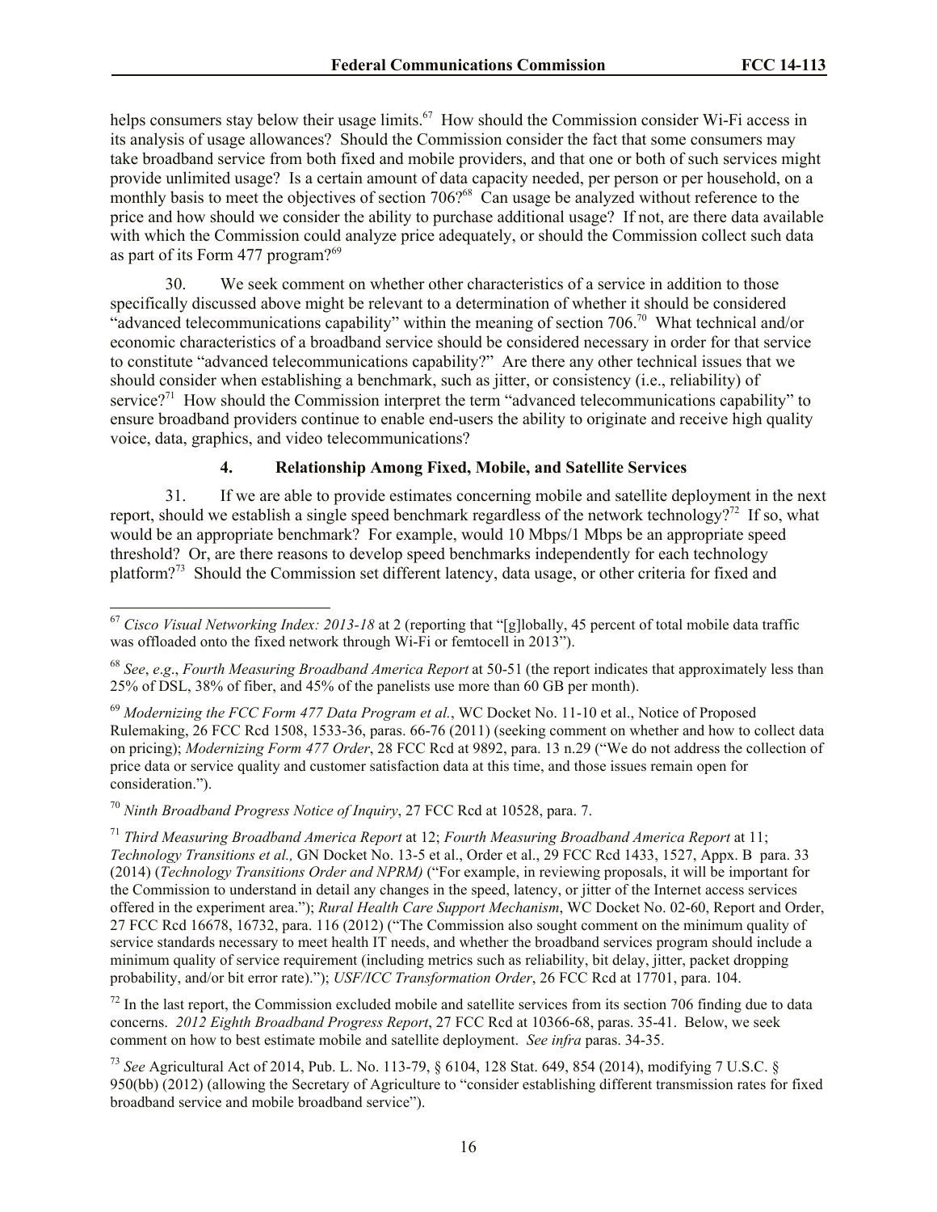helps consumers stay below their usage limits.[67] How should the Commission consider Wi-Fi access in its analysis of usage allowances? Should the Commission consider the fact that some consumers may take broadband service from both fixed and mobile providers, and that one or both of such services might provide unlimited usage? Is a certain amount of data capacity needed, per person or per household, on a monthly basis to meet the objectives of section 706?[68] Can usage be analyzed without reference to the price and how should we consider the ability to purchase additional usage? If not, are there data available with which the Commission could analyze price adequately, or should the Commission collect such data as part of its Form 477 program?[69]

30. We seek comment on whether other characteristics of a service in addition to those specifically discussed above might be relevant to a determination of whether it should be considered "advanced telecommunications capability" within the meaning of section 706.[70] What technical and/or economic characteristics of a broadband service should be considered necessary in order for that service to constitute "advanced telecommunications capability?" Are there any other technical issues that we should consider when establishing a benchmark, such as jitter, or consistency (i.e., reliability) of service?[71] How should the Commission interpret the term "advanced telecommunications capability" to ensure broadband providers continue to enable end-users the ability to originate and receive high quality voice, data, graphics, and video telecommunications?

#### 4. Relationship Among Fixed, Mobile, and Satellite Services

31. If we are able to provide estimates concerning mobile and satellite deployment in the next report, should we establish a single speed benchmark regardless of the network technology?[72] If so, what would be an appropriate benchmark? For example, would 10 Mbps/1 Mbps be an appropriate speed threshold? Or, are there reasons to develop speed benchmarks independently for each technology platform?[73] Should the Commission set different latency, data usage, or other criteria for fixed and

---

[67] *Cisco Visual Networking Index: 2013-18* at 2 (reporting that "[g]lobally, 45 percent of total mobile data traffic was offloaded onto the fixed network through Wi-Fi or femtocell in 2013").

[68] *See*, *e.g*., *Fourth Measuring Broadband America Report* at 50-51 (the report indicates that approximately less than 25% of DSL, 38% of fiber, and 45% of the panelists use more than 60 GB per month).

[69] *Modernizing the FCC Form 477 Data Program et al.*, WC Docket No. 11-10 et al., Notice of Proposed Rulemaking, 26 FCC Rcd 1508, 1533-36, paras. 66-76 (2011) (seeking comment on whether and how to collect data on pricing); *Modernizing Form 477 Order*, 28 FCC Rcd at 9892, para. 13 n.29 ("We do not address the collection of price data or service quality and customer satisfaction data at this time, and those issues remain open for consideration.").

[70] *Ninth Broadband Progress Notice of Inquiry*, 27 FCC Rcd at 10528, para. 7.

[71] *Third Measuring Broadband America Report* at 12; *Fourth Measuring Broadband America Report* at 11; *Technology Transitions et al.,* GN Docket No. 13-5 et al., Order et al., 29 FCC Rcd 1433, 1527, Appx. B para. 33 (2014) (*Technology Transitions Order and NPRM)* ("For example, in reviewing proposals, it will be important for the Commission to understand in detail any changes in the speed, latency, or jitter of the Internet access services offered in the experiment area."); *Rural Health Care Support Mechanism*, WC Docket No. 02-60, Report and Order, 27 FCC Rcd 16678, 16732, para. 116 (2012) ("The Commission also sought comment on the minimum quality of service standards necessary to meet health IT needs, and whether the broadband services program should include a minimum quality of service requirement (including metrics such as reliability, bit delay, jitter, packet dropping probability, and/or bit error rate)."); *USF/ICC Transformation Order*, 26 FCC Rcd at 17701, para. 104.

[72] In the last report, the Commission excluded mobile and satellite services from its section 706 finding due to data concerns. *2012 Eighth Broadband Progress Report*, 27 FCC Rcd at 10366-68, paras. 35-41. Below, we seek comment on how to best estimate mobile and satellite deployment. *See infra* paras. 34-35.

[73] *See* Agricultural Act of 2014, Pub. L. No. 113-79, § 6104, 128 Stat. 649, 854 (2014), modifying 7 U.S.C. § 950(bb) (2012) (allowing the Secretary of Agriculture to "consider establishing different transmission rates for fixed broadband service and mobile broadband service").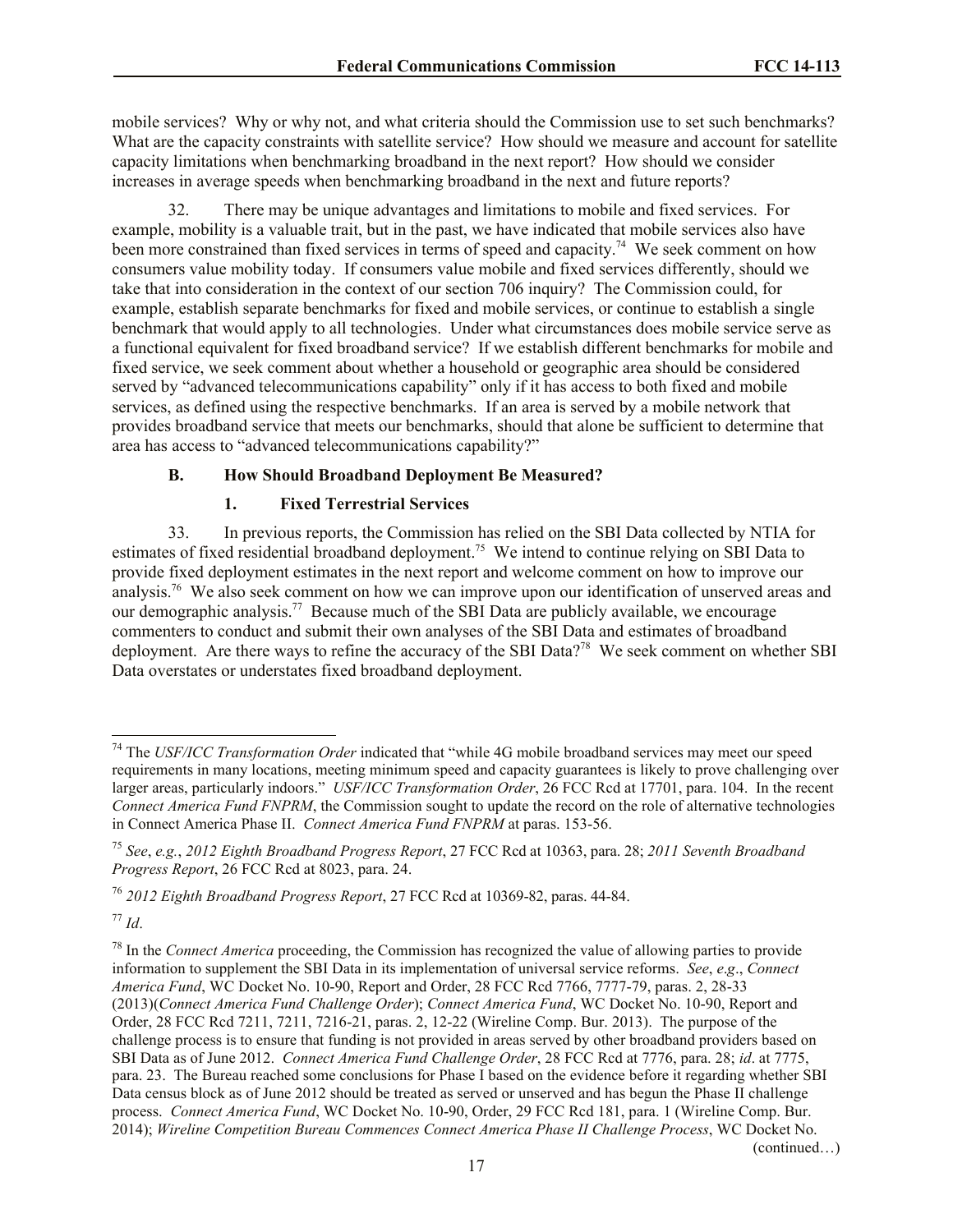mobile services? Why or why not, and what criteria should the Commission use to set such benchmarks? What are the capacity constraints with satellite service? How should we measure and account for satellite capacity limitations when benchmarking broadband in the next report? How should we consider increases in average speeds when benchmarking broadband in the next and future reports?

32. There may be unique advantages and limitations to mobile and fixed services. For example, mobility is a valuable trait, but in the past, we have indicated that mobile services also have been more constrained than fixed services in terms of speed and capacity.[74] We seek comment on how consumers value mobility today. If consumers value mobile and fixed services differently, should we take that into consideration in the context of our section 706 inquiry? The Commission could, for example, establish separate benchmarks for fixed and mobile services, or continue to establish a single benchmark that would apply to all technologies. Under what circumstances does mobile service serve as a functional equivalent for fixed broadband service? If we establish different benchmarks for mobile and fixed service, we seek comment about whether a household or geographic area should be considered served by "advanced telecommunications capability" only if it has access to both fixed and mobile services, as defined using the respective benchmarks. If an area is served by a mobile network that provides broadband service that meets our benchmarks, should that alone be sufficient to determine that area has access to "advanced telecommunications capability?"

### B. How Should Broadband Deployment Be Measured?

#### 1. Fixed Terrestrial Services

33. In previous reports, the Commission has relied on the SBI Data collected by NTIA for estimates of fixed residential broadband deployment.[75] We intend to continue relying on SBI Data to provide fixed deployment estimates in the next report and welcome comment on how to improve our analysis.[76] We also seek comment on how we can improve upon our identification of unserved areas and our demographic analysis.[77] Because much of the SBI Data are publicly available, we encourage commenters to conduct and submit their own analyses of the SBI Data and estimates of broadband deployment. Are there ways to refine the accuracy of the SBI Data?[78] We seek comment on whether SBI Data overstates or understates fixed broadband deployment.

---

[74] The *USF/ICC Transformation Order* indicated that "while 4G mobile broadband services may meet our speed requirements in many locations, meeting minimum speed and capacity guarantees is likely to prove challenging over larger areas, particularly indoors." *USF/ICC Transformation Order*, 26 FCC Rcd at 17701, para. 104. In the recent *Connect America Fund FNPRM*, the Commission sought to update the record on the role of alternative technologies in Connect America Phase II. *Connect America Fund FNPRM* at paras. 153-56.

[75] *See*, *e.g.*, *2012 Eighth Broadband Progress Report*, 27 FCC Rcd at 10363, para. 28; *2011 Seventh Broadband Progress Report*, 26 FCC Rcd at 8023, para. 24.

[76] *2012 Eighth Broadband Progress Report*, 27 FCC Rcd at 10369-82, paras. 44-84.

[77] *Id*.

[78] In the *Connect America* proceeding, the Commission has recognized the value of allowing parties to provide information to supplement the SBI Data in its implementation of universal service reforms. *See*, *e.g*., *Connect America Fund*, WC Docket No. 10-90, Report and Order, 28 FCC Rcd 7766, 7777-79, paras. 2, 28-33 (2013)(*Connect America Fund Challenge Order*); *Connect America Fund*, WC Docket No. 10-90, Report and Order, 28 FCC Rcd 7211, 7211, 7216-21, paras. 2, 12-22 (Wireline Comp. Bur. 2013). The purpose of the challenge process is to ensure that funding is not provided in areas served by other broadband providers based on SBI Data as of June 2012. *Connect America Fund Challenge Order*, 28 FCC Rcd at 7776, para. 28; *id*. at 7775, para. 23. The Bureau reached some conclusions for Phase I based on the evidence before it regarding whether SBI Data census block as of June 2012 should be treated as served or unserved and has begun the Phase II challenge process. *Connect America Fund*, WC Docket No. 10-90, Order, 29 FCC Rcd 181, para. 1 (Wireline Comp. Bur. 2014); *Wireline Competition Bureau Commences Connect America Phase II Challenge Process*, WC Docket No. (continued…)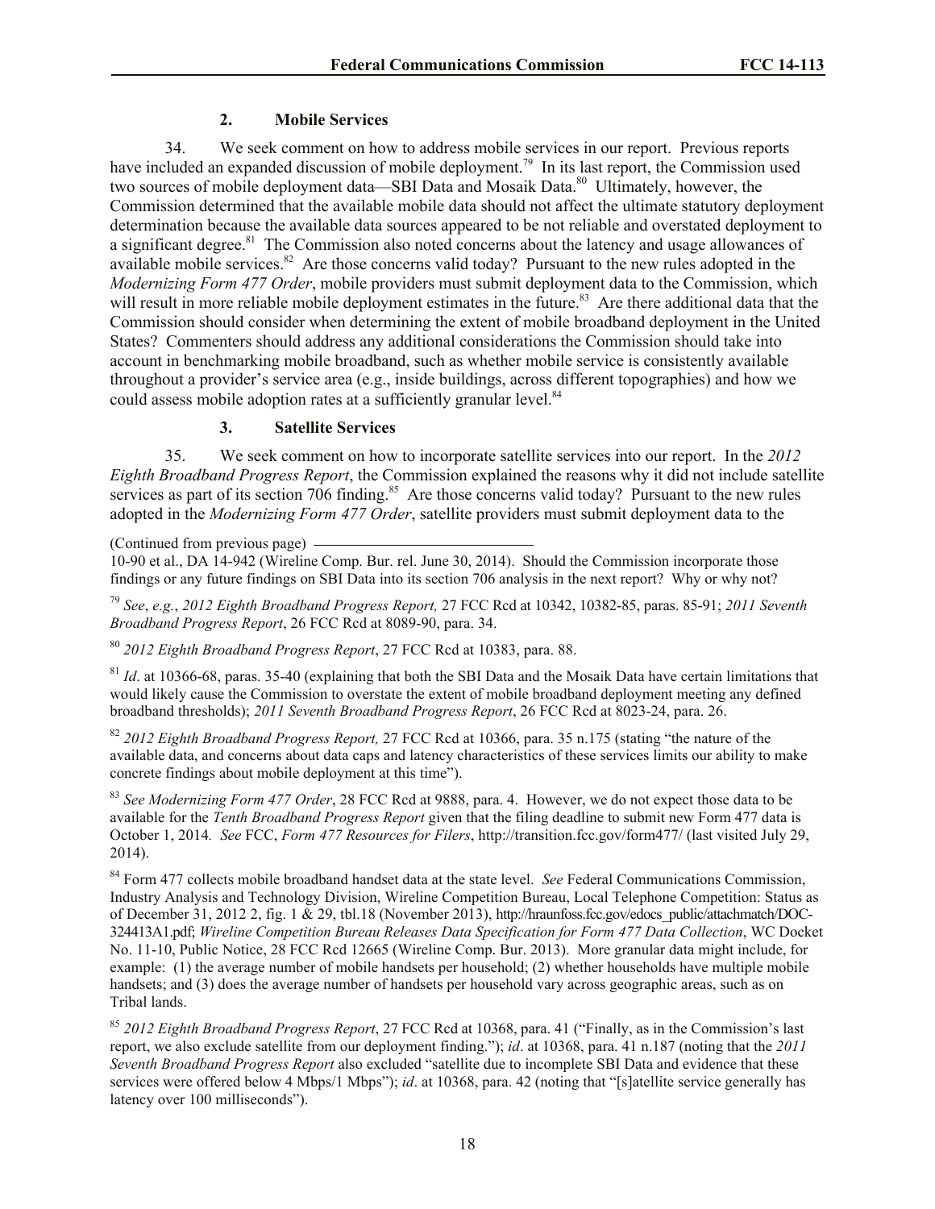### 2. Mobile Services

34. We seek comment on how to address mobile services in our report. Previous reports have included an expanded discussion of mobile deployment.[79] In its last report, the Commission used two sources of mobile deployment data—SBI Data and Mosaik Data.[80] Ultimately, however, the Commission determined that the available mobile data should not affect the ultimate statutory deployment determination because the available data sources appeared to be not reliable and overstated deployment to a significant degree.[81] The Commission also noted concerns about the latency and usage allowances of available mobile services.[82] Are those concerns valid today? Pursuant to the new rules adopted in the *Modernizing Form 477 Order*, mobile providers must submit deployment data to the Commission, which will result in more reliable mobile deployment estimates in the future.[83] Are there additional data that the Commission should consider when determining the extent of mobile broadband deployment in the United States? Commenters should address any additional considerations the Commission should take into account in benchmarking mobile broadband, such as whether mobile service is consistently available throughout a provider's service area (e.g., inside buildings, across different topographies) and how we could assess mobile adoption rates at a sufficiently granular level.[84]

### 3. Satellite Services

35. We seek comment on how to incorporate satellite services into our report. In the *2012 Eighth Broadband Progress Report*, the Commission explained the reasons why it did not include satellite services as part of its section 706 finding.[85] Are those concerns valid today? Pursuant to the new rules adopted in the *Modernizing Form 477 Order*, satellite providers must submit deployment data to the

(Continued from previous page)

10-90 et al., DA 14-942 (Wireline Comp. Bur. rel. June 30, 2014). Should the Commission incorporate those findings or any future findings on SBI Data into its section 706 analysis in the next report? Why or why not?

[79] *See*, *e.g.*, *2012 Eighth Broadband Progress Report,* 27 FCC Rcd at 10342, 10382-85, paras. 85-91; *2011 Seventh Broadband Progress Report*, 26 FCC Rcd at 8089-90, para. 34.

[80] *2012 Eighth Broadband Progress Report*, 27 FCC Rcd at 10383, para. 88.

[81] *Id*. at 10366-68, paras. 35-40 (explaining that both the SBI Data and the Mosaik Data have certain limitations that would likely cause the Commission to overstate the extent of mobile broadband deployment meeting any defined broadband thresholds); *2011 Seventh Broadband Progress Report*, 26 FCC Rcd at 8023-24, para. 26.

[82] *2012 Eighth Broadband Progress Report,* 27 FCC Rcd at 10366, para. 35 n.175 (stating "the nature of the available data, and concerns about data caps and latency characteristics of these services limits our ability to make concrete findings about mobile deployment at this time").

[83] *See Modernizing Form 477 Order*, 28 FCC Rcd at 9888, para. 4. However, we do not expect those data to be available for the *Tenth Broadband Progress Report* given that the filing deadline to submit new Form 477 data is October 1, 2014*. See* FCC, *Form 477 Resources for Filers*, http://transition.fcc.gov/form477/ (last visited July 29, 2014).

[84] Form 477 collects mobile broadband handset data at the state level. *See* Federal Communications Commission, Industry Analysis and Technology Division, Wireline Competition Bureau, Local Telephone Competition: Status as of December 31, 2012 2, fig. 1 & 29, tbl.18 (November 2013), http://hraunfoss.fcc.gov/edocs_public/attachmatch/DOC-324413A1.pdf; *Wireline Competition Bureau Releases Data Specification for Form 477 Data Collection*, WC Docket No. 11-10, Public Notice, 28 FCC Rcd 12665 (Wireline Comp. Bur. 2013). More granular data might include, for example: (1) the average number of mobile handsets per household; (2) whether households have multiple mobile handsets; and (3) does the average number of handsets per household vary across geographic areas, such as on Tribal lands.

[85] *2012 Eighth Broadband Progress Report*, 27 FCC Rcd at 10368, para. 41 ("Finally, as in the Commission's last report, we also exclude satellite from our deployment finding."); *id*. at 10368, para. 41 n.187 (noting that the *2011 Seventh Broadband Progress Report* also excluded "satellite due to incomplete SBI Data and evidence that these services were offered below 4 Mbps/1 Mbps"); *id*. at 10368, para. 42 (noting that "[s]atellite service generally has latency over 100 milliseconds").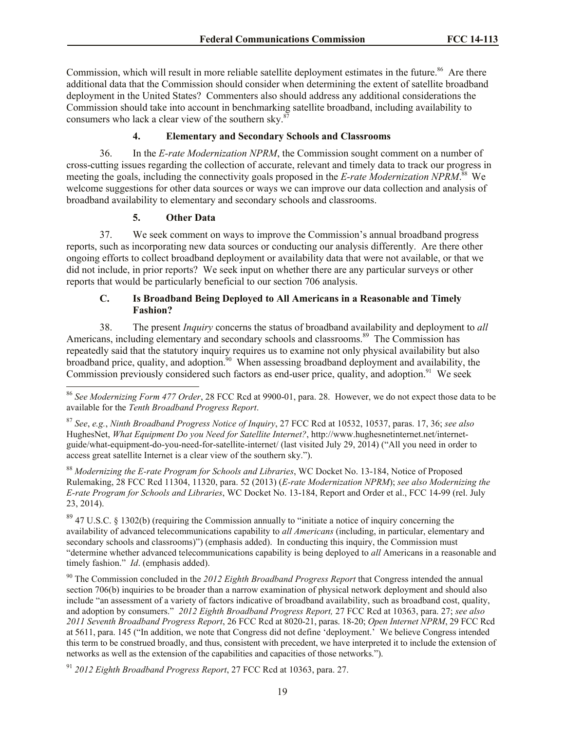Commission, which will result in more reliable satellite deployment estimates in the future.[86] Are there additional data that the Commission should consider when determining the extent of satellite broadband deployment in the United States? Commenters also should address any additional considerations the Commission should take into account in benchmarking satellite broadband, including availability to consumers who lack a clear view of the southern sky.[87]

#### 4. Elementary and Secondary Schools and Classrooms

36. In the *E-rate Modernization NPRM*, the Commission sought comment on a number of cross-cutting issues regarding the collection of accurate, relevant and timely data to track our progress in meeting the goals, including the connectivity goals proposed in the *E-rate Modernization NPRM*.[88] We welcome suggestions for other data sources or ways we can improve our data collection and analysis of broadband availability to elementary and secondary schools and classrooms.

#### 5. Other Data

37. We seek comment on ways to improve the Commission's annual broadband progress reports, such as incorporating new data sources or conducting our analysis differently. Are there other ongoing efforts to collect broadband deployment or availability data that were not available, or that we did not include, in prior reports? We seek input on whether there are any particular surveys or other reports that would be particularly beneficial to our section 706 analysis.

### C. Is Broadband Being Deployed to All Americans in a Reasonable and Timely Fashion?

38. The present *Inquiry* concerns the status of broadband availability and deployment to *all* Americans, including elementary and secondary schools and classrooms.[89] The Commission has repeatedly said that the statutory inquiry requires us to examine not only physical availability but also broadband price, quality, and adoption.[90] When assessing broadband deployment and availability, the Commission previously considered such factors as end-user price, quality, and adoption.[91] We seek

---

[86] *See Modernizing Form 477 Order*, 28 FCC Rcd at 9900-01, para. 28. However, we do not expect those data to be available for the *Tenth Broadband Progress Report*.

[87] *See*, *e.g.*, *Ninth Broadband Progress Notice of Inquiry*, 27 FCC Rcd at 10532, 10537, paras. 17, 36; *see also* HughesNet, *What Equipment Do you Need for Satellite Internet?*, http://www.hughesnetinternet.net/internet-guide/what-equipment-do-you-need-for-satellite-internet/ (last visited July 29, 2014) ("All you need in order to access great satellite Internet is a clear view of the southern sky.").

[88] *Modernizing the E-rate Program for Schools and Libraries*, WC Docket No. 13-184, Notice of Proposed Rulemaking, 28 FCC Rcd 11304, 11320, para. 52 (2013) (*E-rate Modernization NPRM*); *see also Modernizing the E-rate Program for Schools and Libraries*, WC Docket No. 13-184, Report and Order et al., FCC 14-99 (rel. July 23, 2014).

[89] 47 U.S.C. § 1302(b) (requiring the Commission annually to "initiate a notice of inquiry concerning the availability of advanced telecommunications capability to *all Americans* (including, in particular, elementary and secondary schools and classrooms)") (emphasis added). In conducting this inquiry, the Commission must "determine whether advanced telecommunications capability is being deployed to *all* Americans in a reasonable and timely fashion." *Id*. (emphasis added).

[90] The Commission concluded in the *2012 Eighth Broadband Progress Report* that Congress intended the annual section 706(b) inquiries to be broader than a narrow examination of physical network deployment and should also include "an assessment of a variety of factors indicative of broadband availability, such as broadband cost, quality, and adoption by consumers." *2012 Eighth Broadband Progress Report,* 27 FCC Rcd at 10363, para. 27; *see also 2011 Seventh Broadband Progress Report*, 26 FCC Rcd at 8020-21, paras. 18-20; *Open Internet NPRM*, 29 FCC Rcd at 5611, para. 145 ("In addition, we note that Congress did not define 'deployment.' We believe Congress intended this term to be construed broadly, and thus, consistent with precedent, we have interpreted it to include the extension of networks as well as the extension of the capabilities and capacities of those networks.").

[91] *2012 Eighth Broadband Progress Report*, 27 FCC Rcd at 10363, para. 27.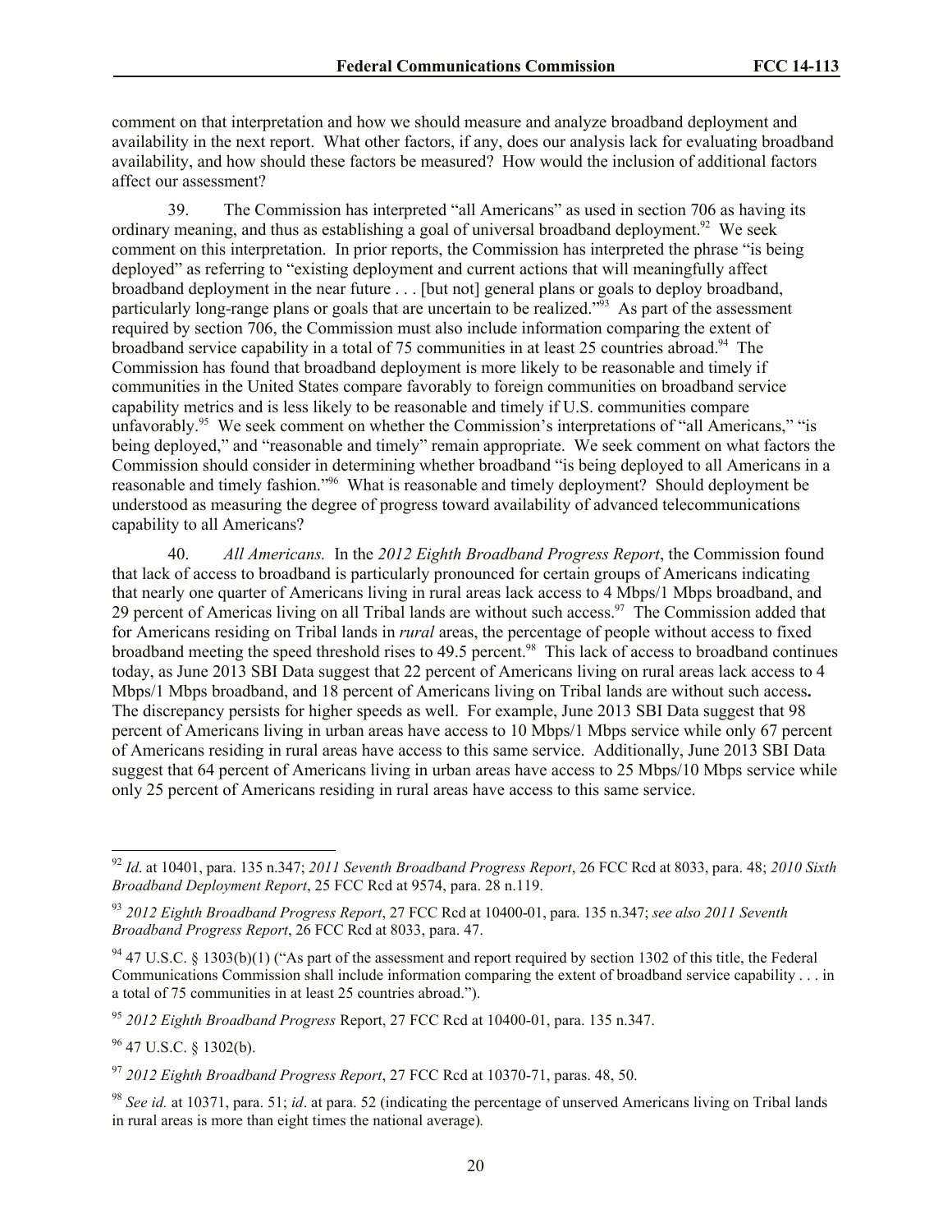comment on that interpretation and how we should measure and analyze broadband deployment and availability in the next report. What other factors, if any, does our analysis lack for evaluating broadband availability, and how should these factors be measured? How would the inclusion of additional factors affect our assessment?

39. The Commission has interpreted "all Americans" as used in section 706 as having its ordinary meaning, and thus as establishing a goal of universal broadband deployment.[92] We seek comment on this interpretation. In prior reports, the Commission has interpreted the phrase "is being deployed" as referring to "existing deployment and current actions that will meaningfully affect broadband deployment in the near future . . . [but not] general plans or goals to deploy broadband, particularly long-range plans or goals that are uncertain to be realized."[93] As part of the assessment required by section 706, the Commission must also include information comparing the extent of broadband service capability in a total of 75 communities in at least 25 countries abroad.[94] The Commission has found that broadband deployment is more likely to be reasonable and timely if communities in the United States compare favorably to foreign communities on broadband service capability metrics and is less likely to be reasonable and timely if U.S. communities compare unfavorably.[95] We seek comment on whether the Commission's interpretations of "all Americans," "is being deployed," and "reasonable and timely" remain appropriate. We seek comment on what factors the Commission should consider in determining whether broadband "is being deployed to all Americans in a reasonable and timely fashion."[96] What is reasonable and timely deployment? Should deployment be understood as measuring the degree of progress toward availability of advanced telecommunications capability to all Americans?

40. *All Americans.* In the *2012 Eighth Broadband Progress Report*, the Commission found that lack of access to broadband is particularly pronounced for certain groups of Americans indicating that nearly one quarter of Americans living in rural areas lack access to 4 Mbps/1 Mbps broadband, and 29 percent of Americas living on all Tribal lands are without such access.[97] The Commission added that for Americans residing on Tribal lands in *rural* areas, the percentage of people without access to fixed broadband meeting the speed threshold rises to 49.5 percent.[98] This lack of access to broadband continues today, as June 2013 SBI Data suggest that 22 percent of Americans living on rural areas lack access to 4 Mbps/1 Mbps broadband, and 18 percent of Americans living on Tribal lands are without such access**.** The discrepancy persists for higher speeds as well. For example, June 2013 SBI Data suggest that 98 percent of Americans living in urban areas have access to 10 Mbps/1 Mbps service while only 67 percent of Americans residing in rural areas have access to this same service. Additionally, June 2013 SBI Data suggest that 64 percent of Americans living in urban areas have access to 25 Mbps/10 Mbps service while only 25 percent of Americans residing in rural areas have access to this same service.

---

[92] *Id*. at 10401, para. 135 n.347; *2011 Seventh Broadband Progress Report*, 26 FCC Rcd at 8033, para. 48; *2010 Sixth Broadband Deployment Report*, 25 FCC Rcd at 9574, para. 28 n.119.

[93] *2012 Eighth Broadband Progress Report*, 27 FCC Rcd at 10400-01, para. 135 n.347; *see also 2011 Seventh Broadband Progress Report*, 26 FCC Rcd at 8033, para. 47.

[94] 47 U.S.C. § 1303(b)(1) ("As part of the assessment and report required by section 1302 of this title, the Federal Communications Commission shall include information comparing the extent of broadband service capability . . . in a total of 75 communities in at least 25 countries abroad.").

[95] *2012 Eighth Broadband Progress* Report, 27 FCC Rcd at 10400-01, para. 135 n.347.

[96] 47 U.S.C. § 1302(b).

[97] *2012 Eighth Broadband Progress Report*, 27 FCC Rcd at 10370-71, paras. 48, 50.

[98] *See id.* at 10371, para. 51; *id*. at para. 52 (indicating the percentage of unserved Americans living on Tribal lands in rural areas is more than eight times the national average).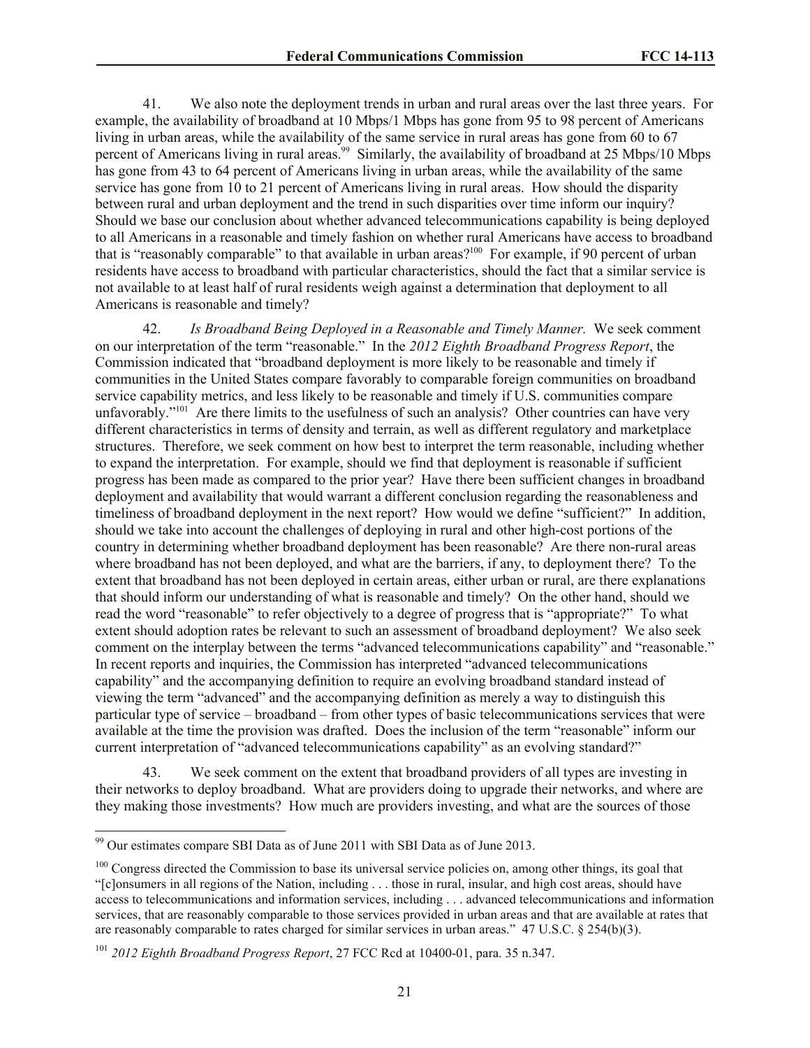41. We also note the deployment trends in urban and rural areas over the last three years. For example, the availability of broadband at 10 Mbps/1 Mbps has gone from 95 to 98 percent of Americans living in urban areas, while the availability of the same service in rural areas has gone from 60 to 67 percent of Americans living in rural areas.[99] Similarly, the availability of broadband at 25 Mbps/10 Mbps has gone from 43 to 64 percent of Americans living in urban areas, while the availability of the same service has gone from 10 to 21 percent of Americans living in rural areas. How should the disparity between rural and urban deployment and the trend in such disparities over time inform our inquiry? Should we base our conclusion about whether advanced telecommunications capability is being deployed to all Americans in a reasonable and timely fashion on whether rural Americans have access to broadband that is "reasonably comparable" to that available in urban areas?[100] For example, if 90 percent of urban residents have access to broadband with particular characteristics, should the fact that a similar service is not available to at least half of rural residents weigh against a determination that deployment to all Americans is reasonable and timely?

42. *Is Broadband Being Deployed in a Reasonable and Timely Manner.* We seek comment on our interpretation of the term "reasonable." In the *2012 Eighth Broadband Progress Report*, the Commission indicated that "broadband deployment is more likely to be reasonable and timely if communities in the United States compare favorably to comparable foreign communities on broadband service capability metrics, and less likely to be reasonable and timely if U.S. communities compare unfavorably."[101] Are there limits to the usefulness of such an analysis? Other countries can have very different characteristics in terms of density and terrain, as well as different regulatory and marketplace structures. Therefore, we seek comment on how best to interpret the term reasonable, including whether to expand the interpretation. For example, should we find that deployment is reasonable if sufficient progress has been made as compared to the prior year? Have there been sufficient changes in broadband deployment and availability that would warrant a different conclusion regarding the reasonableness and timeliness of broadband deployment in the next report? How would we define "sufficient?" In addition, should we take into account the challenges of deploying in rural and other high-cost portions of the country in determining whether broadband deployment has been reasonable? Are there non-rural areas where broadband has not been deployed, and what are the barriers, if any, to deployment there? To the extent that broadband has not been deployed in certain areas, either urban or rural, are there explanations that should inform our understanding of what is reasonable and timely? On the other hand, should we read the word "reasonable" to refer objectively to a degree of progress that is "appropriate?" To what extent should adoption rates be relevant to such an assessment of broadband deployment? We also seek comment on the interplay between the terms "advanced telecommunications capability" and "reasonable." In recent reports and inquiries, the Commission has interpreted "advanced telecommunications capability" and the accompanying definition to require an evolving broadband standard instead of viewing the term "advanced" and the accompanying definition as merely a way to distinguish this particular type of service – broadband – from other types of basic telecommunications services that were available at the time the provision was drafted. Does the inclusion of the term "reasonable" inform our current interpretation of "advanced telecommunications capability" as an evolving standard?"

43. We seek comment on the extent that broadband providers of all types are investing in their networks to deploy broadband. What are providers doing to upgrade their networks, and where are they making those investments? How much are providers investing, and what are the sources of those

---

[99] Our estimates compare SBI Data as of June 2011 with SBI Data as of June 2013.

[100] Congress directed the Commission to base its universal service policies on, among other things, its goal that "[c]onsumers in all regions of the Nation, including . . . those in rural, insular, and high cost areas, should have access to telecommunications and information services, including . . . advanced telecommunications and information services, that are reasonably comparable to those services provided in urban areas and that are available at rates that are reasonably comparable to rates charged for similar services in urban areas." 47 U.S.C. § 254(b)(3).

[101] *2012 Eighth Broadband Progress Report*, 27 FCC Rcd at 10400-01, para. 35 n.347.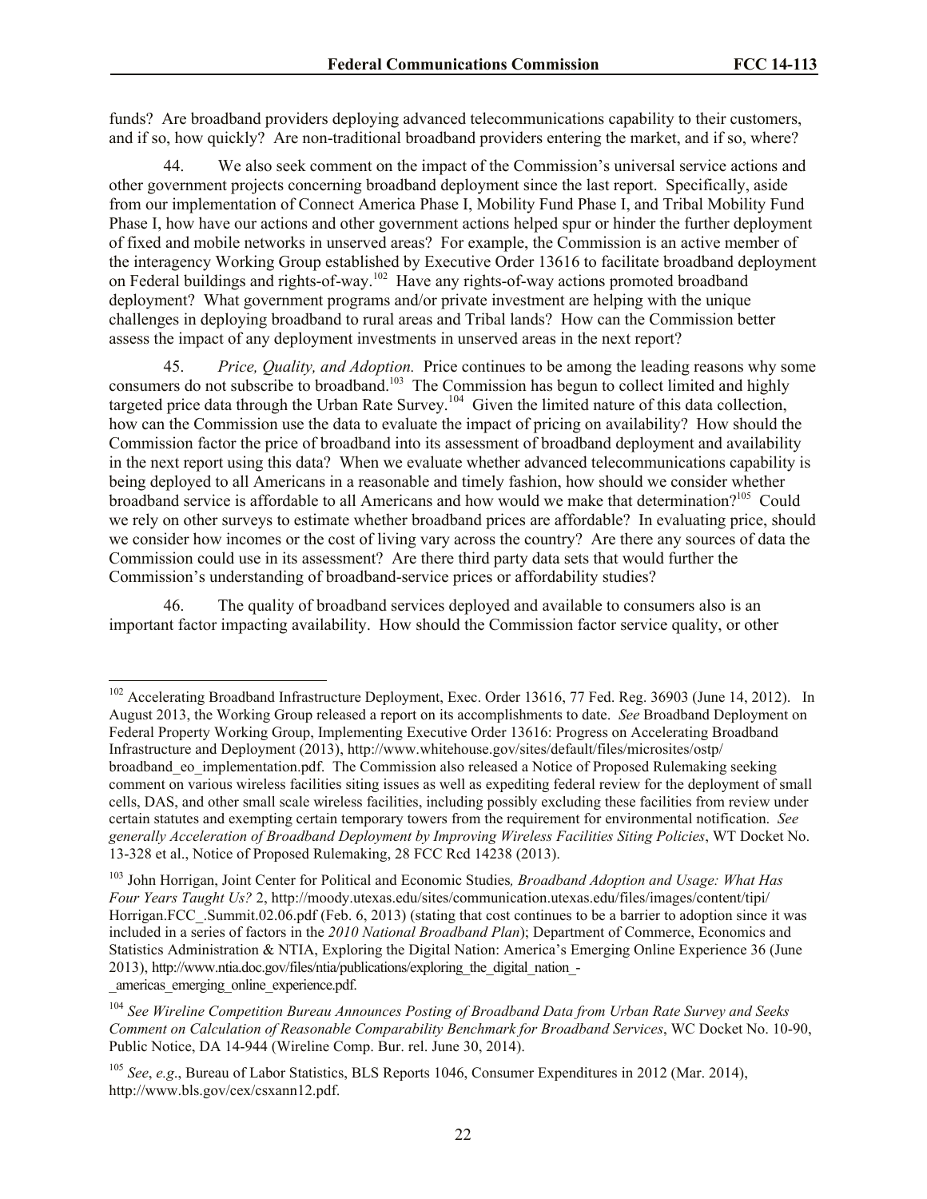funds? Are broadband providers deploying advanced telecommunications capability to their customers, and if so, how quickly? Are non-traditional broadband providers entering the market, and if so, where?

44. We also seek comment on the impact of the Commission's universal service actions and other government projects concerning broadband deployment since the last report. Specifically, aside from our implementation of Connect America Phase I, Mobility Fund Phase I, and Tribal Mobility Fund Phase I, how have our actions and other government actions helped spur or hinder the further deployment of fixed and mobile networks in unserved areas? For example, the Commission is an active member of the interagency Working Group established by Executive Order 13616 to facilitate broadband deployment on Federal buildings and rights-of-way.[102] Have any rights-of-way actions promoted broadband deployment? What government programs and/or private investment are helping with the unique challenges in deploying broadband to rural areas and Tribal lands? How can the Commission better assess the impact of any deployment investments in unserved areas in the next report?

45. *Price, Quality, and Adoption.* Price continues to be among the leading reasons why some consumers do not subscribe to broadband.[103] The Commission has begun to collect limited and highly targeted price data through the Urban Rate Survey.[104] Given the limited nature of this data collection, how can the Commission use the data to evaluate the impact of pricing on availability? How should the Commission factor the price of broadband into its assessment of broadband deployment and availability in the next report using this data? When we evaluate whether advanced telecommunications capability is being deployed to all Americans in a reasonable and timely fashion, how should we consider whether broadband service is affordable to all Americans and how would we make that determination?[105] Could we rely on other surveys to estimate whether broadband prices are affordable? In evaluating price, should we consider how incomes or the cost of living vary across the country? Are there any sources of data the Commission could use in its assessment? Are there third party data sets that would further the Commission's understanding of broadband-service prices or affordability studies?

46. The quality of broadband services deployed and available to consumers also is an important factor impacting availability. How should the Commission factor service quality, or other

---

[102] Accelerating Broadband Infrastructure Deployment, Exec. Order 13616, 77 Fed. Reg. 36903 (June 14, 2012). In August 2013, the Working Group released a report on its accomplishments to date. *See* Broadband Deployment on Federal Property Working Group, Implementing Executive Order 13616: Progress on Accelerating Broadband Infrastructure and Deployment (2013), http://www.whitehouse.gov/sites/default/files/microsites/ostp/broadband_eo_implementation.pdf. The Commission also released a Notice of Proposed Rulemaking seeking comment on various wireless facilities siting issues as well as expediting federal review for the deployment of small cells, DAS, and other small scale wireless facilities, including possibly excluding these facilities from review under certain statutes and exempting certain temporary towers from the requirement for environmental notification. *See generally Acceleration of Broadband Deployment by Improving Wireless Facilities Siting Policies*, WT Docket No. 13-328 et al., Notice of Proposed Rulemaking, 28 FCC Rcd 14238 (2013).

[103] John Horrigan, Joint Center for Political and Economic Studies*, Broadband Adoption and Usage: What Has Four Years Taught Us?* 2, http://moody.utexas.edu/sites/communication.utexas.edu/files/images/content/tipi/Horrigan.FCC_.Summit.02.06.pdf (Feb. 6, 2013) (stating that cost continues to be a barrier to adoption since it was included in a series of factors in the *2010 National Broadband Plan*); Department of Commerce, Economics and Statistics Administration & NTIA, Exploring the Digital Nation: America's Emerging Online Experience 36 (June 2013), http://www.ntia.doc.gov/files/ntia/publications/exploring_the_digital_nation_-_americas_emerging_online_experience.pdf.

[104] *See Wireline Competition Bureau Announces Posting of Broadband Data from Urban Rate Survey and Seeks Comment on Calculation of Reasonable Comparability Benchmark for Broadband Services*, WC Docket No. 10-90, Public Notice, DA 14-944 (Wireline Comp. Bur. rel. June 30, 2014).

[105] *See*, *e.g*., Bureau of Labor Statistics, BLS Reports 1046, Consumer Expenditures in 2012 (Mar. 2014), http://www.bls.gov/cex/csxann12.pdf.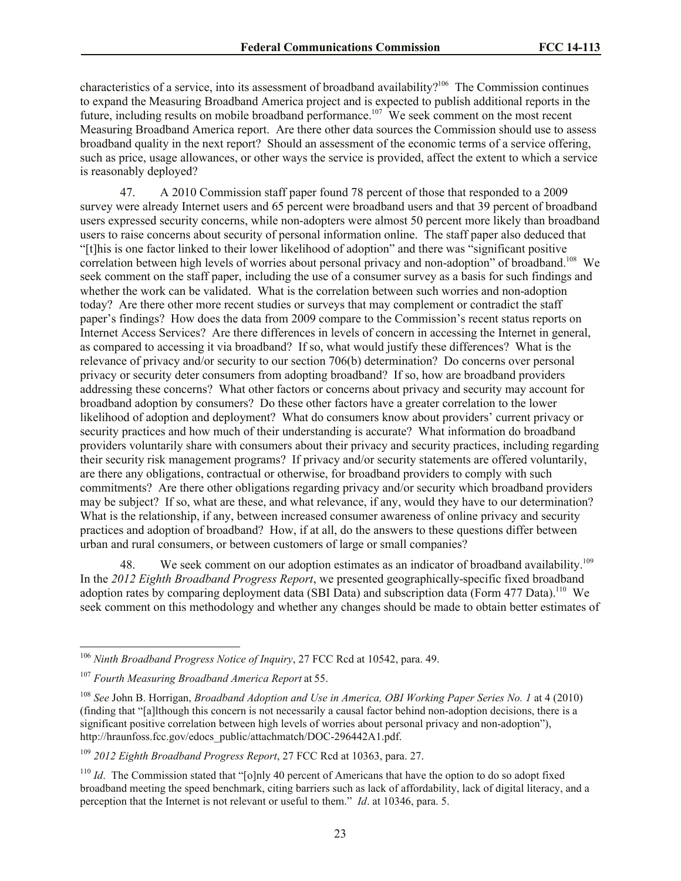characteristics of a service, into its assessment of broadband availability?[106] The Commission continues to expand the Measuring Broadband America project and is expected to publish additional reports in the future, including results on mobile broadband performance.[107] We seek comment on the most recent Measuring Broadband America report. Are there other data sources the Commission should use to assess broadband quality in the next report? Should an assessment of the economic terms of a service offering, such as price, usage allowances, or other ways the service is provided, affect the extent to which a service is reasonably deployed?

47. A 2010 Commission staff paper found 78 percent of those that responded to a 2009 survey were already Internet users and 65 percent were broadband users and that 39 percent of broadband users expressed security concerns, while non-adopters were almost 50 percent more likely than broadband users to raise concerns about security of personal information online. The staff paper also deduced that "[t]his is one factor linked to their lower likelihood of adoption" and there was "significant positive correlation between high levels of worries about personal privacy and non-adoption" of broadband.[108] We seek comment on the staff paper, including the use of a consumer survey as a basis for such findings and whether the work can be validated. What is the correlation between such worries and non-adoption today? Are there other more recent studies or surveys that may complement or contradict the staff paper's findings? How does the data from 2009 compare to the Commission's recent status reports on Internet Access Services? Are there differences in levels of concern in accessing the Internet in general, as compared to accessing it via broadband? If so, what would justify these differences? What is the relevance of privacy and/or security to our section 706(b) determination? Do concerns over personal privacy or security deter consumers from adopting broadband? If so, how are broadband providers addressing these concerns? What other factors or concerns about privacy and security may account for broadband adoption by consumers? Do these other factors have a greater correlation to the lower likelihood of adoption and deployment? What do consumers know about providers' current privacy or security practices and how much of their understanding is accurate? What information do broadband providers voluntarily share with consumers about their privacy and security practices, including regarding their security risk management programs? If privacy and/or security statements are offered voluntarily, are there any obligations, contractual or otherwise, for broadband providers to comply with such commitments? Are there other obligations regarding privacy and/or security which broadband providers may be subject? If so, what are these, and what relevance, if any, would they have to our determination? What is the relationship, if any, between increased consumer awareness of online privacy and security practices and adoption of broadband? How, if at all, do the answers to these questions differ between urban and rural consumers, or between customers of large or small companies?

48. We seek comment on our adoption estimates as an indicator of broadband availability.[109] In the *2012 Eighth Broadband Progress Report*, we presented geographically-specific fixed broadband adoption rates by comparing deployment data (SBI Data) and subscription data (Form 477 Data).[110] We seek comment on this methodology and whether any changes should be made to obtain better estimates of

---

[106] *Ninth Broadband Progress Notice of Inquiry*, 27 FCC Rcd at 10542, para. 49.

[107] *Fourth Measuring Broadband America Report* at 55.

[108] *See* John B. Horrigan, *Broadband Adoption and Use in America, OBI Working Paper Series No. 1* at 4 (2010) (finding that "[a]lthough this concern is not necessarily a causal factor behind non-adoption decisions, there is a significant positive correlation between high levels of worries about personal privacy and non-adoption"), http://hraunfoss.fcc.gov/edocs_public/attachmatch/DOC-296442A1.pdf.

[109] *2012 Eighth Broadband Progress Report*, 27 FCC Rcd at 10363, para. 27.

[110] *Id*. The Commission stated that "[o]nly 40 percent of Americans that have the option to do so adopt fixed broadband meeting the speed benchmark, citing barriers such as lack of affordability, lack of digital literacy, and a perception that the Internet is not relevant or useful to them." *Id*. at 10346, para. 5.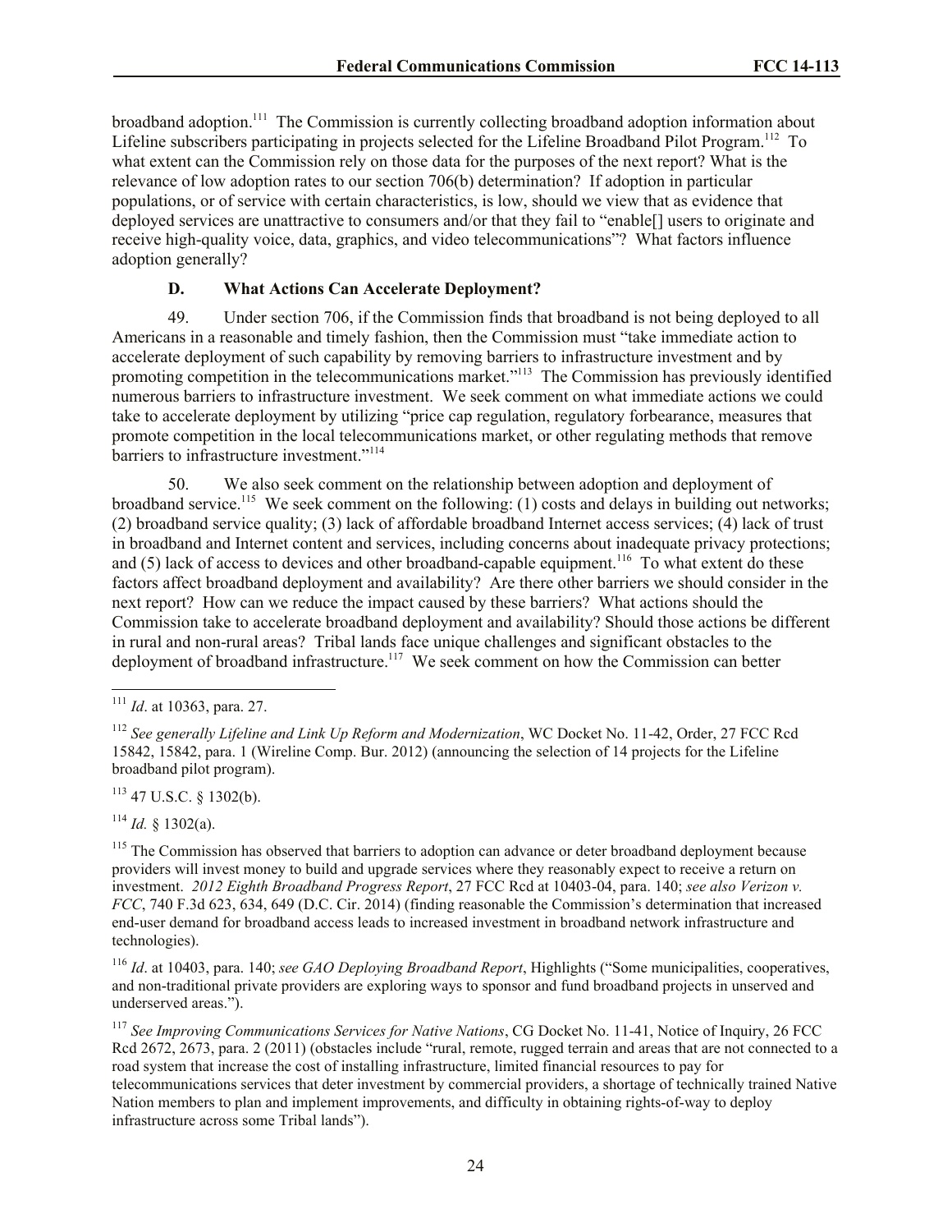broadband adoption.[111] The Commission is currently collecting broadband adoption information about Lifeline subscribers participating in projects selected for the Lifeline Broadband Pilot Program.[112] To what extent can the Commission rely on those data for the purposes of the next report? What is the relevance of low adoption rates to our section 706(b) determination? If adoption in particular populations, or of service with certain characteristics, is low, should we view that as evidence that deployed services are unattractive to consumers and/or that they fail to "enable[] users to originate and receive high-quality voice, data, graphics, and video telecommunications"? What factors influence adoption generally?

### D. What Actions Can Accelerate Deployment?

49. Under section 706, if the Commission finds that broadband is not being deployed to all Americans in a reasonable and timely fashion, then the Commission must "take immediate action to accelerate deployment of such capability by removing barriers to infrastructure investment and by promoting competition in the telecommunications market."[113] The Commission has previously identified numerous barriers to infrastructure investment. We seek comment on what immediate actions we could take to accelerate deployment by utilizing "price cap regulation, regulatory forbearance, measures that promote competition in the local telecommunications market, or other regulating methods that remove barriers to infrastructure investment."[114]

50. We also seek comment on the relationship between adoption and deployment of broadband service.[115] We seek comment on the following: (1) costs and delays in building out networks; (2) broadband service quality; (3) lack of affordable broadband Internet access services; (4) lack of trust in broadband and Internet content and services, including concerns about inadequate privacy protections; and (5) lack of access to devices and other broadband-capable equipment.[116] To what extent do these factors affect broadband deployment and availability? Are there other barriers we should consider in the next report? How can we reduce the impact caused by these barriers? What actions should the Commission take to accelerate broadband deployment and availability? Should those actions be different in rural and non-rural areas? Tribal lands face unique challenges and significant obstacles to the deployment of broadband infrastructure.[117] We seek comment on how the Commission can better

---

[111] *Id*. at 10363, para. 27.

[112] *See generally Lifeline and Link Up Reform and Modernization*, WC Docket No. 11-42, Order, 27 FCC Rcd 15842, 15842, para. 1 (Wireline Comp. Bur. 2012) (announcing the selection of 14 projects for the Lifeline broadband pilot program).

[113] 47 U.S.C. § 1302(b).

[114] *Id.* § 1302(a).

[115] The Commission has observed that barriers to adoption can advance or deter broadband deployment because providers will invest money to build and upgrade services where they reasonably expect to receive a return on investment. *2012 Eighth Broadband Progress Report*, 27 FCC Rcd at 10403-04, para. 140; *see also Verizon v. FCC*, 740 F.3d 623, 634, 649 (D.C. Cir. 2014) (finding reasonable the Commission's determination that increased end-user demand for broadband access leads to increased investment in broadband network infrastructure and technologies).

[116] *Id*. at 10403, para. 140; *see GAO Deploying Broadband Report*, Highlights ("Some municipalities, cooperatives, and non-traditional private providers are exploring ways to sponsor and fund broadband projects in unserved and underserved areas.").

[117] *See Improving Communications Services for Native Nations*, CG Docket No. 11-41, Notice of Inquiry, 26 FCC Rcd 2672, 2673, para. 2 (2011) (obstacles include "rural, remote, rugged terrain and areas that are not connected to a road system that increase the cost of installing infrastructure, limited financial resources to pay for telecommunications services that deter investment by commercial providers, a shortage of technically trained Native Nation members to plan and implement improvements, and difficulty in obtaining rights-of-way to deploy infrastructure across some Tribal lands").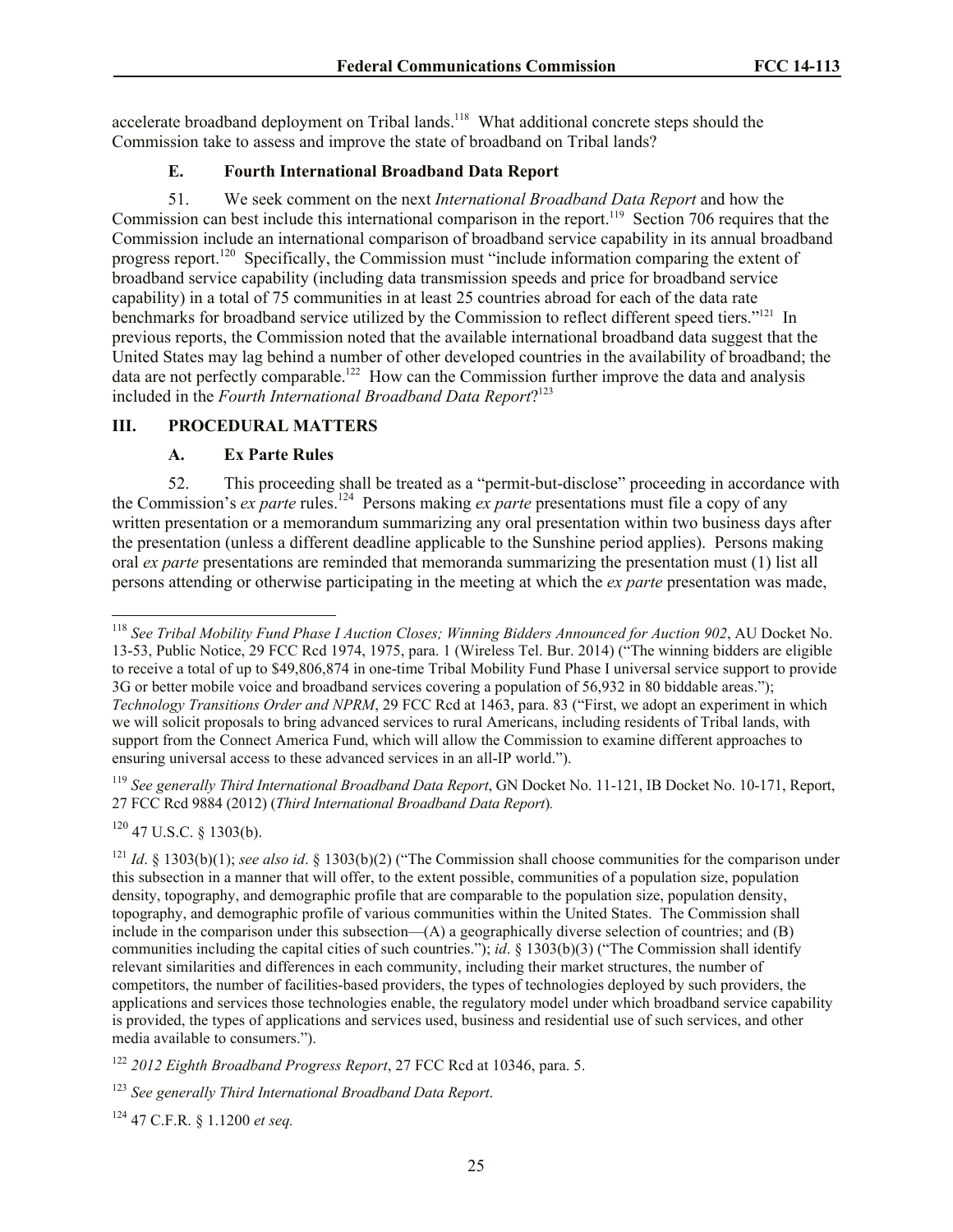accelerate broadband deployment on Tribal lands.[118] What additional concrete steps should the Commission take to assess and improve the state of broadband on Tribal lands?

### E. Fourth International Broadband Data Report

51. We seek comment on the next *International Broadband Data Report* and how the Commission can best include this international comparison in the report.[119] Section 706 requires that the Commission include an international comparison of broadband service capability in its annual broadband progress report.[120] Specifically, the Commission must "include information comparing the extent of broadband service capability (including data transmission speeds and price for broadband service capability) in a total of 75 communities in at least 25 countries abroad for each of the data rate benchmarks for broadband service utilized by the Commission to reflect different speed tiers."[121] In previous reports, the Commission noted that the available international broadband data suggest that the United States may lag behind a number of other developed countries in the availability of broadband; the data are not perfectly comparable.[122] How can the Commission further improve the data and analysis included in the *Fourth International Broadband Data Report*?[123]

## III. PROCEDURAL MATTERS

### A. Ex Parte Rules

52. This proceeding shall be treated as a "permit-but-disclose" proceeding in accordance with the Commission's *ex parte* rules.[124] Persons making *ex parte* presentations must file a copy of any written presentation or a memorandum summarizing any oral presentation within two business days after the presentation (unless a different deadline applicable to the Sunshine period applies). Persons making oral *ex parte* presentations are reminded that memoranda summarizing the presentation must (1) list all persons attending or otherwise participating in the meeting at which the *ex parte* presentation was made,

---

[118] *See Tribal Mobility Fund Phase I Auction Closes; Winning Bidders Announced for Auction 902*, AU Docket No. 13-53, Public Notice, 29 FCC Rcd 1974, 1975, para. 1 (Wireless Tel. Bur. 2014) ("The winning bidders are eligible to receive a total of up to $49,806,874 in one-time Tribal Mobility Fund Phase I universal service support to provide 3G or better mobile voice and broadband services covering a population of 56,932 in 80 biddable areas."); *Technology Transitions Order and NPRM*, 29 FCC Rcd at 1463, para. 83 ("First, we adopt an experiment in which we will solicit proposals to bring advanced services to rural Americans, including residents of Tribal lands, with support from the Connect America Fund, which will allow the Commission to examine different approaches to ensuring universal access to these advanced services in an all-IP world.").

[119] *See generally Third International Broadband Data Report*, GN Docket No. 11-121, IB Docket No. 10-171, Report, 27 FCC Rcd 9884 (2012) (*Third International Broadband Data Report*).

[120] 47 U.S.C. § 1303(b).

[121] *Id*. § 1303(b)(1); *see also id*. § 1303(b)(2) ("The Commission shall choose communities for the comparison under this subsection in a manner that will offer, to the extent possible, communities of a population size, population density, topography, and demographic profile that are comparable to the population size, population density, topography, and demographic profile of various communities within the United States. The Commission shall include in the comparison under this subsection—(A) a geographically diverse selection of countries; and (B) communities including the capital cities of such countries."); *id*. § 1303(b)(3) ("The Commission shall identify relevant similarities and differences in each community, including their market structures, the number of competitors, the number of facilities-based providers, the types of technologies deployed by such providers, the applications and services those technologies enable, the regulatory model under which broadband service capability is provided, the types of applications and services used, business and residential use of such services, and other media available to consumers.").

[122] *2012 Eighth Broadband Progress Report*, 27 FCC Rcd at 10346, para. 5.

[123] *See generally Third International Broadband Data Report*.

[124] 47 C.F.R. § 1.1200 *et seq.*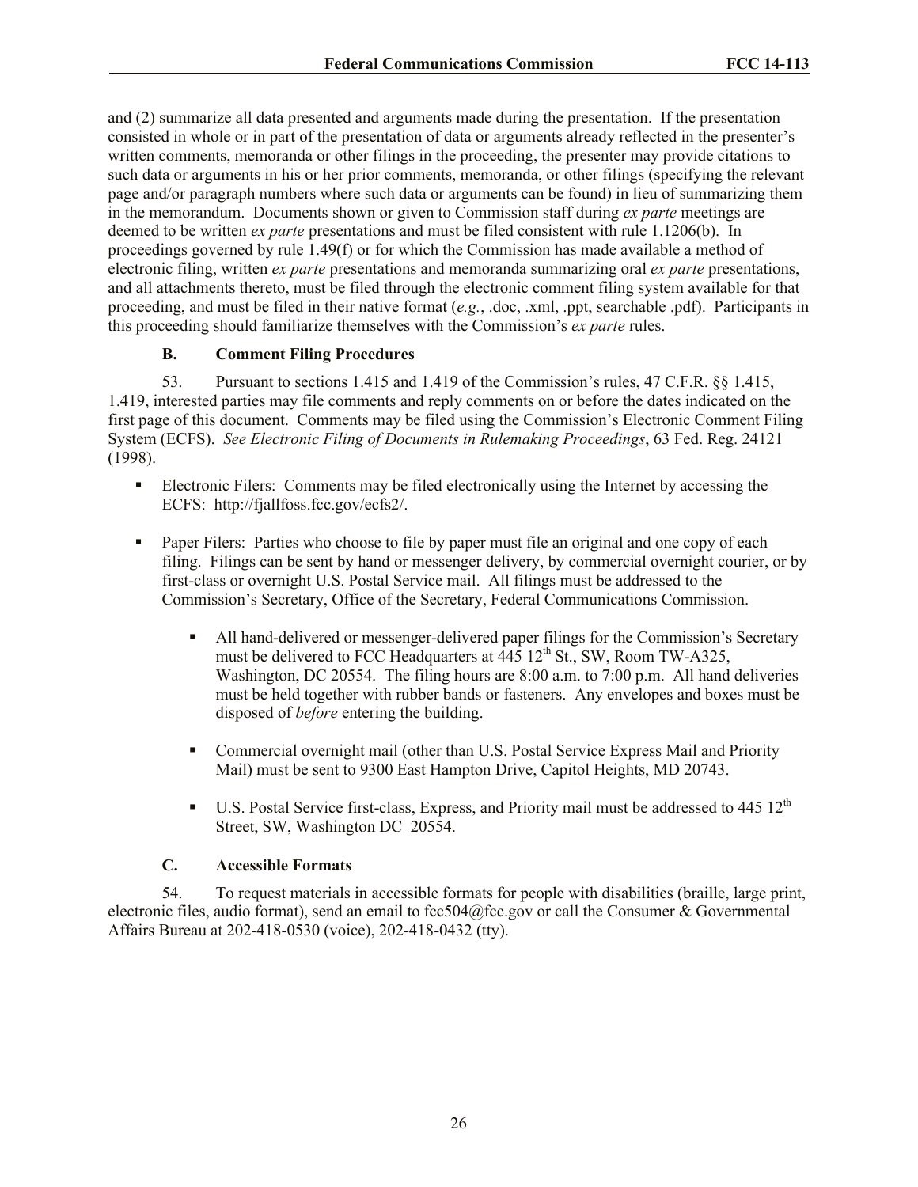and (2) summarize all data presented and arguments made during the presentation. If the presentation consisted in whole or in part of the presentation of data or arguments already reflected in the presenter's written comments, memoranda or other filings in the proceeding, the presenter may provide citations to such data or arguments in his or her prior comments, memoranda, or other filings (specifying the relevant page and/or paragraph numbers where such data or arguments can be found) in lieu of summarizing them in the memorandum. Documents shown or given to Commission staff during *ex parte* meetings are deemed to be written *ex parte* presentations and must be filed consistent with rule 1.1206(b). In proceedings governed by rule 1.49(f) or for which the Commission has made available a method of electronic filing, written *ex parte* presentations and memoranda summarizing oral *ex parte* presentations, and all attachments thereto, must be filed through the electronic comment filing system available for that proceeding, and must be filed in their native format (*e.g.*, .doc, .xml, .ppt, searchable .pdf). Participants in this proceeding should familiarize themselves with the Commission's *ex parte* rules.

### B. Comment Filing Procedures

53. Pursuant to sections 1.415 and 1.419 of the Commission's rules, 47 C.F.R. §§ 1.415, 1.419, interested parties may file comments and reply comments on or before the dates indicated on the first page of this document. Comments may be filed using the Commission's Electronic Comment Filing System (ECFS). *See Electronic Filing of Documents in Rulemaking Proceedings*, 63 Fed. Reg. 24121 (1998).

- Electronic Filers: Comments may be filed electronically using the Internet by accessing the ECFS: http://fjallfoss.fcc.gov/ecfs2/.

- Paper Filers: Parties who choose to file by paper must file an original and one copy of each filing. Filings can be sent by hand or messenger delivery, by commercial overnight courier, or by first-class or overnight U.S. Postal Service mail. All filings must be addressed to the Commission's Secretary, Office of the Secretary, Federal Communications Commission.

  - All hand-delivered or messenger-delivered paper filings for the Commission's Secretary must be delivered to FCC Headquarters at 445 12th St., SW, Room TW-A325, Washington, DC 20554. The filing hours are 8:00 a.m. to 7:00 p.m. All hand deliveries must be held together with rubber bands or fasteners. Any envelopes and boxes must be disposed of *before* entering the building.

  - Commercial overnight mail (other than U.S. Postal Service Express Mail and Priority Mail) must be sent to 9300 East Hampton Drive, Capitol Heights, MD 20743.

  - U.S. Postal Service first-class, Express, and Priority mail must be addressed to 445 12th Street, SW, Washington DC 20554.

### C. Accessible Formats

54. To request materials in accessible formats for people with disabilities (braille, large print, electronic files, audio format), send an email to fcc504@fcc.gov or call the Consumer & Governmental Affairs Bureau at 202-418-0530 (voice), 202-418-0432 (tty).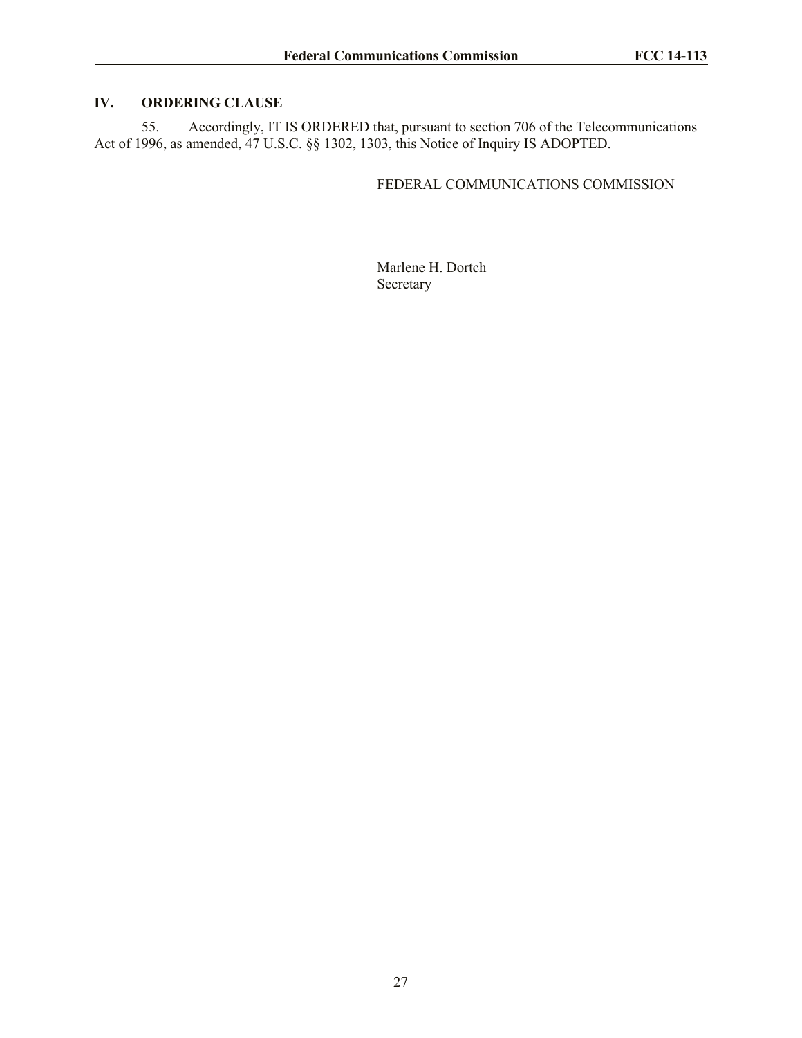## IV. ORDERING CLAUSE

55. Accordingly, IT IS ORDERED that, pursuant to section 706 of the Telecommunications Act of 1996, as amended, 47 U.S.C. §§ 1302, 1303, this Notice of Inquiry IS ADOPTED.

FEDERAL COMMUNICATIONS COMMISSION

Marlene H. Dortch
Secretary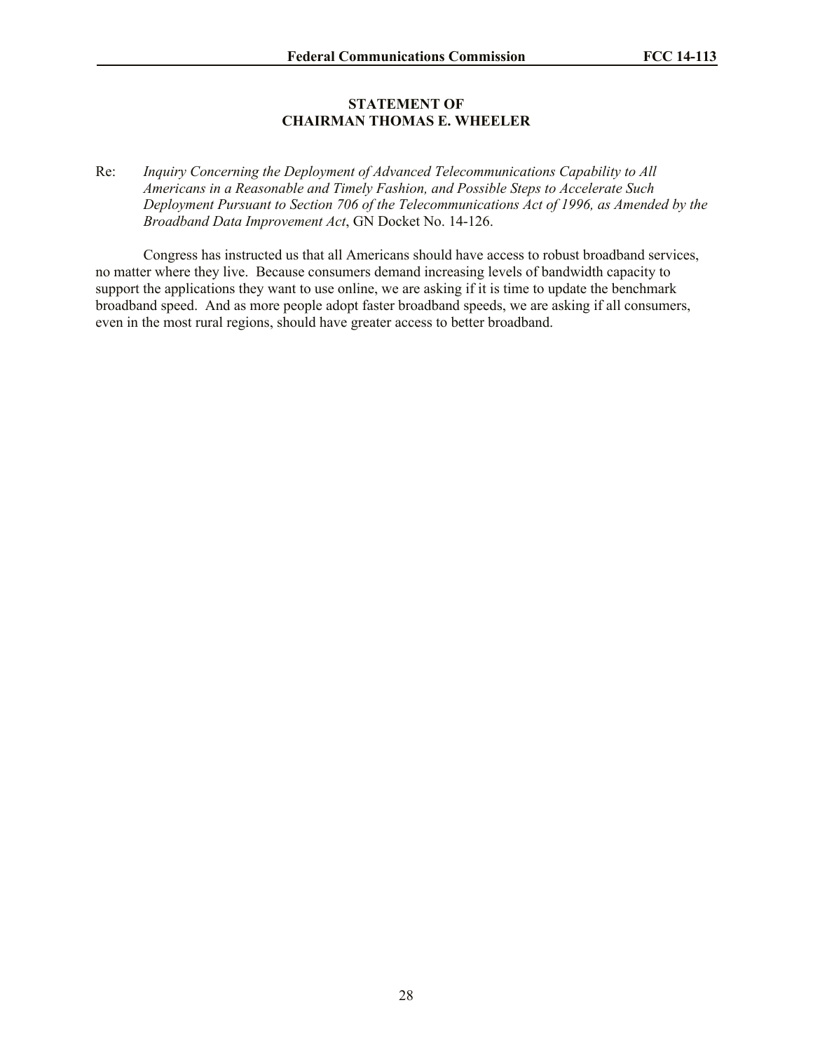**STATEMENT OF**
**CHAIRMAN THOMAS E. WHEELER**

Re: *Inquiry Concerning the Deployment of Advanced Telecommunications Capability to All Americans in a Reasonable and Timely Fashion, and Possible Steps to Accelerate Such Deployment Pursuant to Section 706 of the Telecommunications Act of 1996, as Amended by the Broadband Data Improvement Act*, GN Docket No. 14-126.

Congress has instructed us that all Americans should have access to robust broadband services, no matter where they live. Because consumers demand increasing levels of bandwidth capacity to support the applications they want to use online, we are asking if it is time to update the benchmark broadband speed. And as more people adopt faster broadband speeds, we are asking if all consumers, even in the most rural regions, should have greater access to better broadband.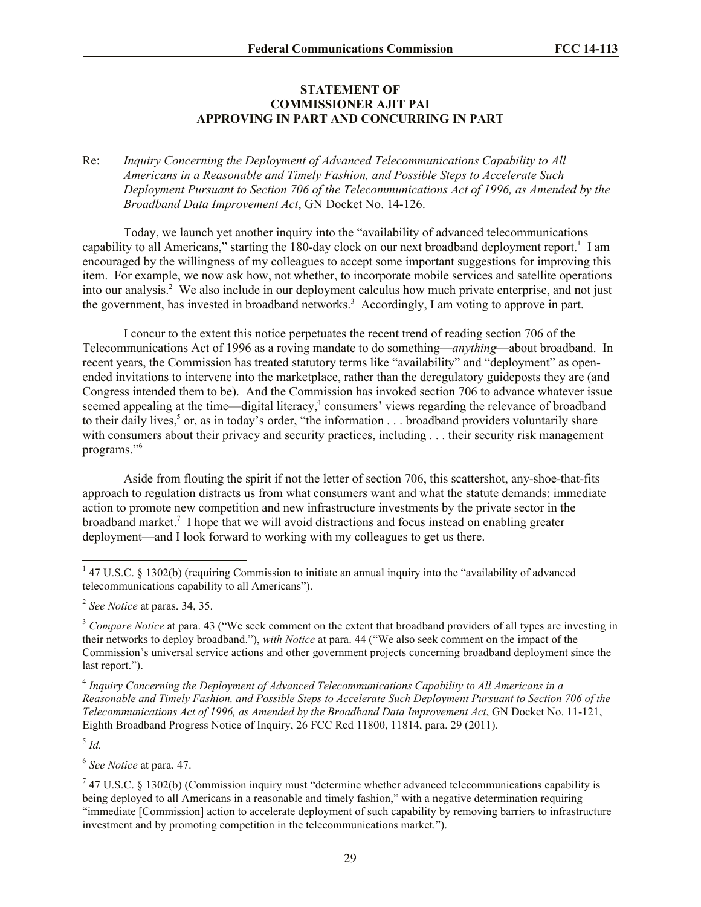**STATEMENT OF**
**COMMISSIONER AJIT PAI**
**APPROVING IN PART AND CONCURRING IN PART**

Re: *Inquiry Concerning the Deployment of Advanced Telecommunications Capability to All Americans in a Reasonable and Timely Fashion, and Possible Steps to Accelerate Such Deployment Pursuant to Section 706 of the Telecommunications Act of 1996, as Amended by the Broadband Data Improvement Act*, GN Docket No. 14-126.

Today, we launch yet another inquiry into the "availability of advanced telecommunications capability to all Americans," starting the 180-day clock on our next broadband deployment report.[1] I am encouraged by the willingness of my colleagues to accept some important suggestions for improving this item. For example, we now ask how, not whether, to incorporate mobile services and satellite operations into our analysis.[2] We also include in our deployment calculus how much private enterprise, and not just the government, has invested in broadband networks.[3] Accordingly, I am voting to approve in part.

I concur to the extent this notice perpetuates the recent trend of reading section 706 of the Telecommunications Act of 1996 as a roving mandate to do something—*anything*—about broadband. In recent years, the Commission has treated statutory terms like "availability" and "deployment" as open-ended invitations to intervene into the marketplace, rather than the deregulatory guideposts they are (and Congress intended them to be). And the Commission has invoked section 706 to advance whatever issue seemed appealing at the time—digital literacy,[4] consumers' views regarding the relevance of broadband to their daily lives,[5] or, as in today's order, "the information . . . broadband providers voluntarily share with consumers about their privacy and security practices, including . . . their security risk management programs."[6]

Aside from flouting the spirit if not the letter of section 706, this scattershot, any-shoe-that-fits approach to regulation distracts us from what consumers want and what the statute demands: immediate action to promote new competition and new infrastructure investments by the private sector in the broadband market.[7] I hope that we will avoid distractions and focus instead on enabling greater deployment—and I look forward to working with my colleagues to get us there.

---

[1] 47 U.S.C. § 1302(b) (requiring Commission to initiate an annual inquiry into the "availability of advanced telecommunications capability to all Americans").

[2] *See Notice* at paras. 34, 35.

[3] *Compare Notice* at para. 43 ("We seek comment on the extent that broadband providers of all types are investing in their networks to deploy broadband."), *with Notice* at para. 44 ("We also seek comment on the impact of the Commission's universal service actions and other government projects concerning broadband deployment since the last report.").

[4] *Inquiry Concerning the Deployment of Advanced Telecommunications Capability to All Americans in a Reasonable and Timely Fashion, and Possible Steps to Accelerate Such Deployment Pursuant to Section 706 of the Telecommunications Act of 1996, as Amended by the Broadband Data Improvement Act*, GN Docket No. 11-121, Eighth Broadband Progress Notice of Inquiry, 26 FCC Rcd 11800, 11814, para. 29 (2011).

[5] *Id.*

[6] *See Notice* at para. 47.

[7] 47 U.S.C. § 1302(b) (Commission inquiry must "determine whether advanced telecommunications capability is being deployed to all Americans in a reasonable and timely fashion," with a negative determination requiring "immediate [Commission] action to accelerate deployment of such capability by removing barriers to infrastructure investment and by promoting competition in the telecommunications market.").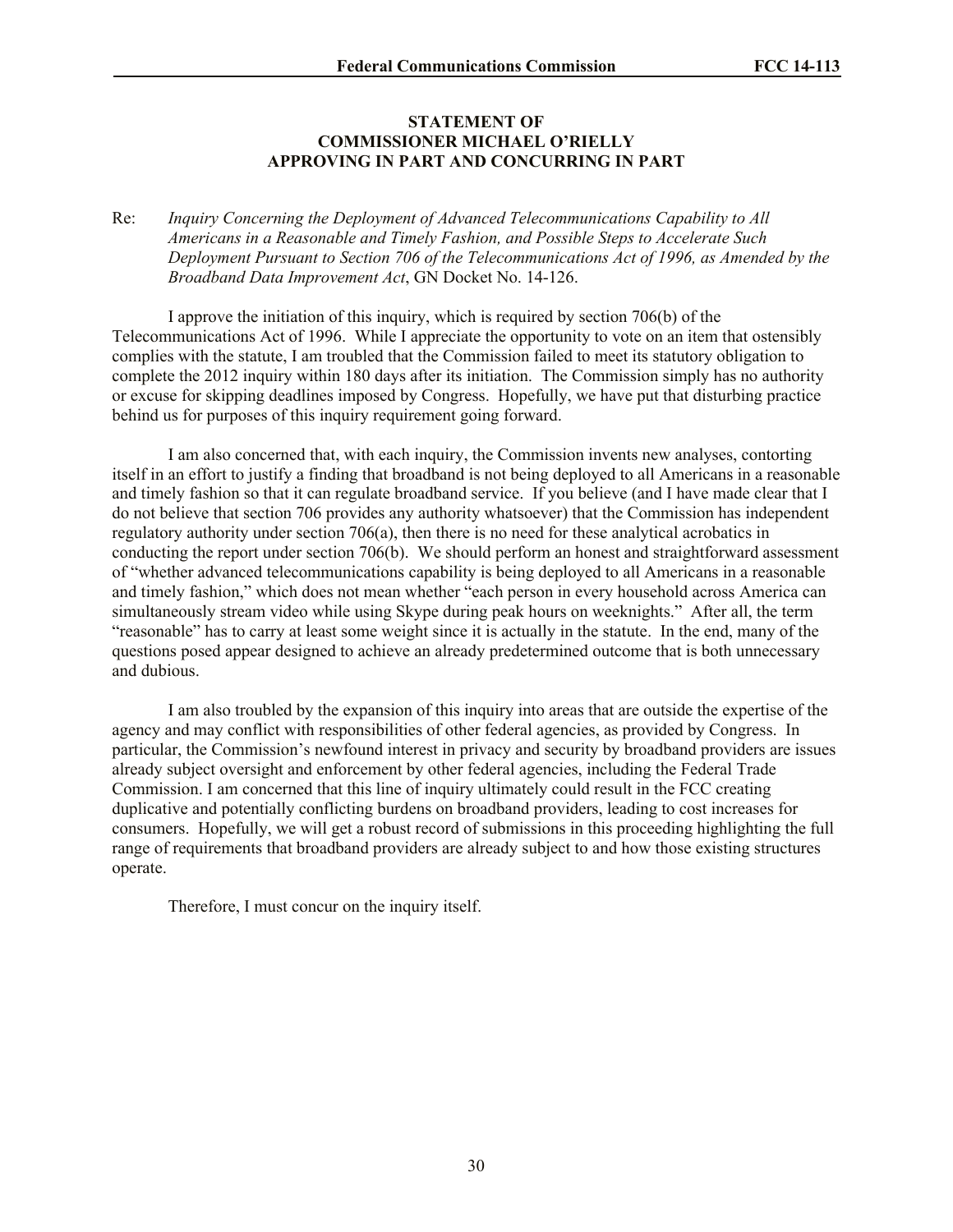**STATEMENT OF**
**COMMISSIONER MICHAEL O'RIELLY**
**APPROVING IN PART AND CONCURRING IN PART**

Re: *Inquiry Concerning the Deployment of Advanced Telecommunications Capability to All Americans in a Reasonable and Timely Fashion, and Possible Steps to Accelerate Such Deployment Pursuant to Section 706 of the Telecommunications Act of 1996, as Amended by the Broadband Data Improvement Act*, GN Docket No. 14-126.

I approve the initiation of this inquiry, which is required by section 706(b) of the Telecommunications Act of 1996. While I appreciate the opportunity to vote on an item that ostensibly complies with the statute, I am troubled that the Commission failed to meet its statutory obligation to complete the 2012 inquiry within 180 days after its initiation. The Commission simply has no authority or excuse for skipping deadlines imposed by Congress. Hopefully, we have put that disturbing practice behind us for purposes of this inquiry requirement going forward.

I am also concerned that, with each inquiry, the Commission invents new analyses, contorting itself in an effort to justify a finding that broadband is not being deployed to all Americans in a reasonable and timely fashion so that it can regulate broadband service. If you believe (and I have made clear that I do not believe that section 706 provides any authority whatsoever) that the Commission has independent regulatory authority under section 706(a), then there is no need for these analytical acrobatics in conducting the report under section 706(b). We should perform an honest and straightforward assessment of "whether advanced telecommunications capability is being deployed to all Americans in a reasonable and timely fashion," which does not mean whether "each person in every household across America can simultaneously stream video while using Skype during peak hours on weeknights." After all, the term "reasonable" has to carry at least some weight since it is actually in the statute. In the end, many of the questions posed appear designed to achieve an already predetermined outcome that is both unnecessary and dubious.

I am also troubled by the expansion of this inquiry into areas that are outside the expertise of the agency and may conflict with responsibilities of other federal agencies, as provided by Congress. In particular, the Commission's newfound interest in privacy and security by broadband providers are issues already subject oversight and enforcement by other federal agencies, including the Federal Trade Commission. I am concerned that this line of inquiry ultimately could result in the FCC creating duplicative and potentially conflicting burdens on broadband providers, leading to cost increases for consumers. Hopefully, we will get a robust record of submissions in this proceeding highlighting the full range of requirements that broadband providers are already subject to and how those existing structures operate.

Therefore, I must concur on the inquiry itself.